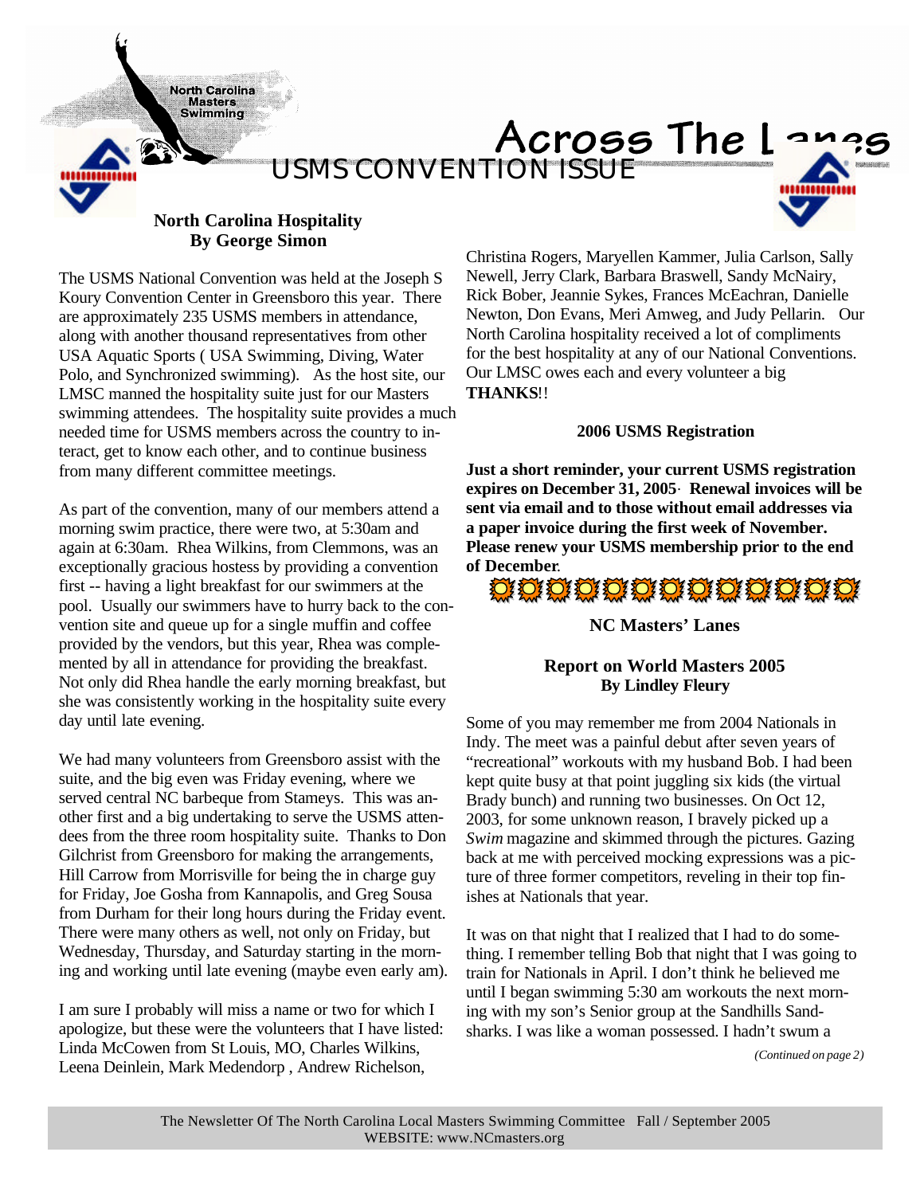North Carolina Masters Swimming

# Across The Lanes

## USMS CONVENTION ISSUE

### North Carolina Hospitality
### By George Simon

The USMS National Convention was held at the Joseph S Koury Convention Center in Greensboro this year. There are approximately 235 USMS members in attendance, along with another thousand representatives from other USA Aquatic Sports ( USA Swimming, Diving, Water Polo, and Synchronized swimming). As the host site, our LMSC manned the hospitality suite just for our Masters swimming attendees. The hospitality suite provides a much needed time for USMS members across the country to interact, get to know each other, and to continue business from many different committee meetings.

As part of the convention, many of our members attend a morning swim practice, there were two, at 5:30am and again at 6:30am. Rhea Wilkins, from Clemmons, was an exceptionally gracious hostess by providing a convention first -- having a light breakfast for our swimmers at the pool. Usually our swimmers have to hurry back to the convention site and queue up for a single muffin and coffee provided by the vendors, but this year, Rhea was complemented by all in attendance for providing the breakfast. Not only did Rhea handle the early morning breakfast, but she was consistently working in the hospitality suite every day until late evening.

We had many volunteers from Greensboro assist with the suite, and the big even was Friday evening, where we served central NC barbeque from Stameys. This was another first and a big undertaking to serve the USMS attendees from the three room hospitality suite. Thanks to Don Gilchrist from Greensboro for making the arrangements, Hill Carrow from Morrisville for being the in charge guy for Friday, Joe Gosha from Kannapolis, and Greg Sousa from Durham for their long hours during the Friday event. There were many others as well, not only on Friday, but Wednesday, Thursday, and Saturday starting in the morning and working until late evening (maybe even early am).

I am sure I probably will miss a name or two for which I apologize, but these were the volunteers that I have listed: Linda McCowen from St Louis, MO, Charles Wilkins, Leena Deinlein, Mark Medendorp , Andrew Richelson, Christina Rogers, Maryellen Kammer, Julia Carlson, Sally Newell, Jerry Clark, Barbara Braswell, Sandy McNairy, Rick Bober, Jeannie Sykes, Frances McEachran, Danielle Newton, Don Evans, Meri Amweg, and Judy Pellarin. Our North Carolina hospitality received a lot of compliments for the best hospitality at any of our National Conventions. Our LMSC owes each and every volunteer a big **THANKS**!!

### 2006 USMS Registration

**Just a short reminder, your current USMS registration expires on December 31, 2005. Renewal invoices will be sent via email and to those without email addresses via a paper invoice during the first week of November. Please renew your USMS membership prior to the end of December.**

### NC Masters' Lanes

### Report on World Masters 2005
### By Lindley Fleury

Some of you may remember me from 2004 Nationals in Indy. The meet was a painful debut after seven years of "recreational" workouts with my husband Bob. I had been kept quite busy at that point juggling six kids (the virtual Brady bunch) and running two businesses. On Oct 12, 2003, for some unknown reason, I bravely picked up a *Swim* magazine and skimmed through the pictures. Gazing back at me with perceived mocking expressions was a picture of three former competitors, reveling in their top finishes at Nationals that year.

It was on that night that I realized that I had to do something. I remember telling Bob that night that I was going to train for Nationals in April. I don't think he believed me until I began swimming 5:30 am workouts the next morning with my son's Senior group at the Sandhills Sandsharks. I was like a woman possessed. I hadn't swum a

*(Continued on page 2)*

The Newsletter Of The North Carolina Local Masters Swimming Committee Fall / September 2005
WEBSITE: www.NCmasters.org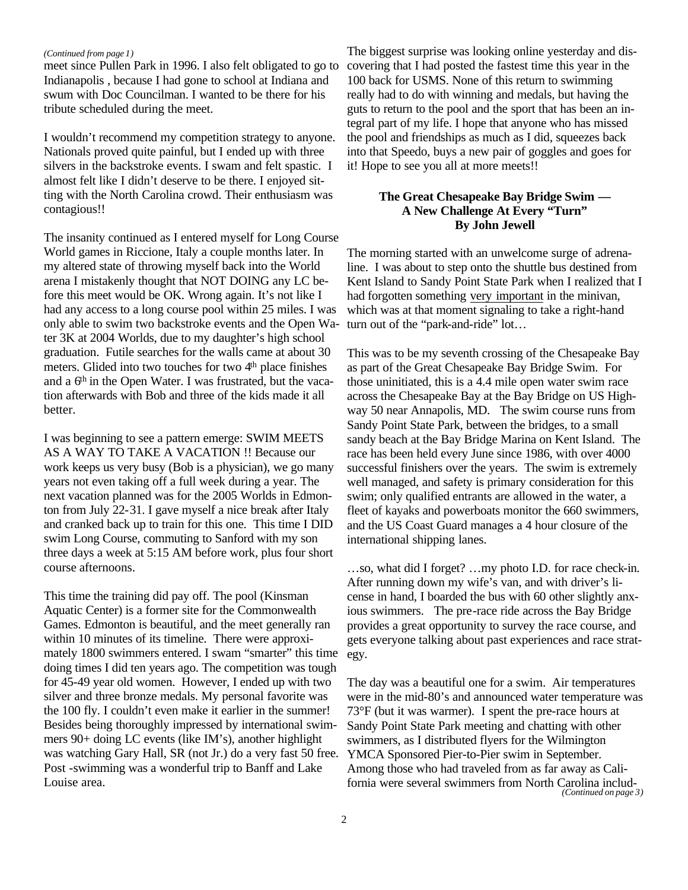*(Continued from page 1)*

meet since Pullen Park in 1996. I also felt obligated to go to Indianapolis , because I had gone to school at Indiana and swum with Doc Councilman. I wanted to be there for his tribute scheduled during the meet.

I wouldn't recommend my competition strategy to anyone. Nationals proved quite painful, but I ended up with three silvers in the backstroke events. I swam and felt spastic. I almost felt like I didn't deserve to be there. I enjoyed sitting with the North Carolina crowd. Their enthusiasm was contagious!!

The insanity continued as I entered myself for Long Course World games in Riccione, Italy a couple months later. In my altered state of throwing myself back into the World arena I mistakenly thought that NOT DOING any LC before this meet would be OK. Wrong again. It's not like I had any access to a long course pool within 25 miles. I was only able to swim two backstroke events and the Open Water 3K at 2004 Worlds, due to my daughter's high school graduation. Futile searches for the walls came at about 30 meters. Glided into two touches for two 4th place finishes and a 6th in the Open Water. I was frustrated, but the vacation afterwards with Bob and three of the kids made it all better.

I was beginning to see a pattern emerge: SWIM MEETS AS A WAY TO TAKE A VACATION !! Because our work keeps us very busy (Bob is a physician), we go many years not even taking off a full week during a year. The next vacation planned was for the 2005 Worlds in Edmonton from July 22-31. I gave myself a nice break after Italy and cranked back up to train for this one. This time I DID swim Long Course, commuting to Sanford with my son three days a week at 5:15 AM before work, plus four short course afternoons.

This time the training did pay off. The pool (Kinsman Aquatic Center) is a former site for the Commonwealth Games. Edmonton is beautiful, and the meet generally ran within 10 minutes of its timeline. There were approximately 1800 swimmers entered. I swam "smarter" this time doing times I did ten years ago. The competition was tough for 45-49 year old women. However, I ended up with two silver and three bronze medals. My personal favorite was the 100 fly. I couldn't even make it earlier in the summer! Besides being thoroughly impressed by international swimmers 90+ doing LC events (like IM's), another highlight was watching Gary Hall, SR (not Jr.) do a very fast 50 free. Post -swimming was a wonderful trip to Banff and Lake Louise area.

The biggest surprise was looking online yesterday and discovering that I had posted the fastest time this year in the 100 back for USMS. None of this return to swimming really had to do with winning and medals, but having the guts to return to the pool and the sport that has been an integral part of my life. I hope that anyone who has missed the pool and friendships as much as I did, squeezes back into that Speedo, buys a new pair of goggles and goes for it! Hope to see you all at more meets!!

## The Great Chesapeake Bay Bridge Swim — A New Challenge At Every "Turn"

**By John Jewell**

The morning started with an unwelcome surge of adrenaline. I was about to step onto the shuttle bus destined from Kent Island to Sandy Point State Park when I realized that I had forgotten something very important in the minivan, which was at that moment signaling to take a right-hand turn out of the "park-and-ride" lot…

This was to be my seventh crossing of the Chesapeake Bay as part of the Great Chesapeake Bay Bridge Swim. For those uninitiated, this is a 4.4 mile open water swim race across the Chesapeake Bay at the Bay Bridge on US Highway 50 near Annapolis, MD. The swim course runs from Sandy Point State Park, between the bridges, to a small sandy beach at the Bay Bridge Marina on Kent Island. The race has been held every June since 1986, with over 4000 successful finishers over the years. The swim is extremely well managed, and safety is primary consideration for this swim; only qualified entrants are allowed in the water, a fleet of kayaks and powerboats monitor the 660 swimmers, and the US Coast Guard manages a 4 hour closure of the international shipping lanes.

…so, what did I forget? …my photo I.D. for race check-in. After running down my wife's van, and with driver's license in hand, I boarded the bus with 60 other slightly anxious swimmers. The pre-race ride across the Bay Bridge provides a great opportunity to survey the race course, and gets everyone talking about past experiences and race strategy.

The day was a beautiful one for a swim. Air temperatures were in the mid-80's and announced water temperature was 73°F (but it was warmer). I spent the pre-race hours at Sandy Point State Park meeting and chatting with other swimmers, as I distributed flyers for the Wilmington YMCA Sponsored Pier-to-Pier swim in September. Among those who had traveled from as far away as California were several swimmers from North Carolina includ-

*(Continued on page 3)*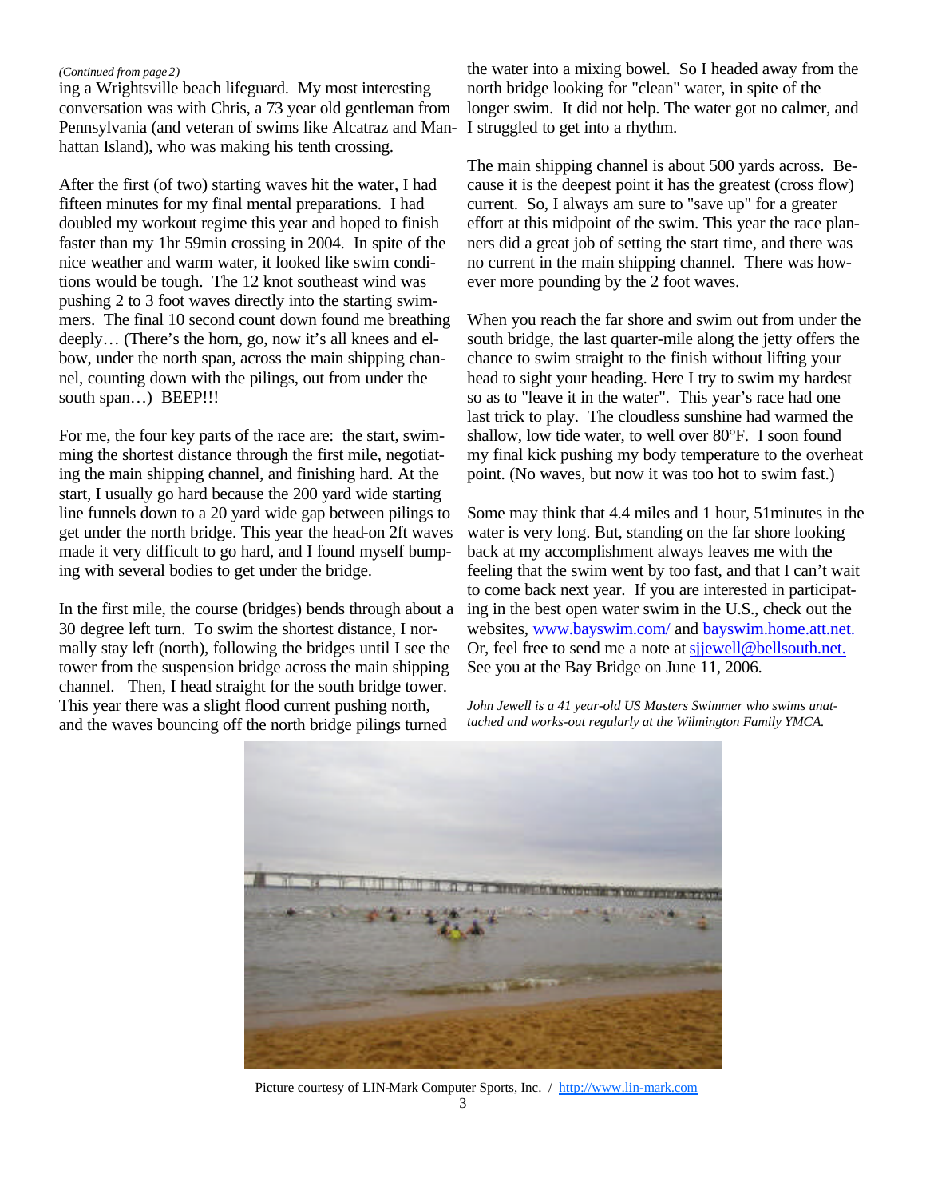*(Continued from page 2)*

ing a Wrightsville beach lifeguard. My most interesting conversation was with Chris, a 73 year old gentleman from Pennsylvania (and veteran of swims like Alcatraz and Manhattan Island), who was making his tenth crossing.

After the first (of two) starting waves hit the water, I had fifteen minutes for my final mental preparations. I had doubled my workout regime this year and hoped to finish faster than my 1hr 59min crossing in 2004. In spite of the nice weather and warm water, it looked like swim conditions would be tough. The 12 knot southeast wind was pushing 2 to 3 foot waves directly into the starting swimmers. The final 10 second count down found me breathing deeply… (There's the horn, go, now it's all knees and elbow, under the north span, across the main shipping channel, counting down with the pilings, out from under the south span…) BEEP!!!

For me, the four key parts of the race are: the start, swimming the shortest distance through the first mile, negotiating the main shipping channel, and finishing hard. At the start, I usually go hard because the 200 yard wide starting line funnels down to a 20 yard wide gap between pilings to get under the north bridge. This year the head-on 2ft waves made it very difficult to go hard, and I found myself bumping with several bodies to get under the bridge.

In the first mile, the course (bridges) bends through about a 30 degree left turn. To swim the shortest distance, I normally stay left (north), following the bridges until I see the tower from the suspension bridge across the main shipping channel. Then, I head straight for the south bridge tower. This year there was a slight flood current pushing north, and the waves bouncing off the north bridge pilings turned the water into a mixing bowel. So I headed away from the north bridge looking for "clean" water, in spite of the longer swim. It did not help. The water got no calmer, and I struggled to get into a rhythm.

The main shipping channel is about 500 yards across. Because it is the deepest point it has the greatest (cross flow) current. So, I always am sure to "save up" for a greater effort at this midpoint of the swim. This year the race planners did a great job of setting the start time, and there was no current in the main shipping channel. There was however more pounding by the 2 foot waves.

When you reach the far shore and swim out from under the south bridge, the last quarter-mile along the jetty offers the chance to swim straight to the finish without lifting your head to sight your heading. Here I try to swim my hardest so as to "leave it in the water". This year's race had one last trick to play. The cloudless sunshine had warmed the shallow, low tide water, to well over 80°F. I soon found my final kick pushing my body temperature to the overheat point. (No waves, but now it was too hot to swim fast.)

Some may think that 4.4 miles and 1 hour, 51minutes in the water is very long. But, standing on the far shore looking back at my accomplishment always leaves me with the feeling that the swim went by too fast, and that I can't wait to come back next year. If you are interested in participating in the best open water swim in the U.S., check out the websites, www.bayswim.com/ and bayswim.home.att.net. Or, feel free to send me a note at sjjewell@bellsouth.net. See you at the Bay Bridge on June 11, 2006.

*John Jewell is a 41 year-old US Masters Swimmer who swims unattached and works-out regularly at the Wilmington Family YMCA.*

Picture courtesy of LIN-Mark Computer Sports, Inc. / http://www.lin-mark.com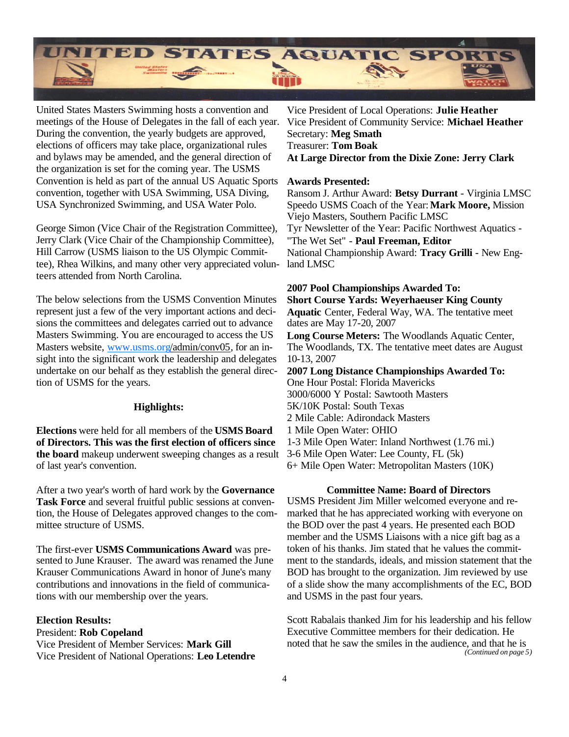United States Masters Swimming hosts a convention and meetings of the House of Delegates in the fall of each year. During the convention, the yearly budgets are approved, elections of officers may take place, organizational rules and bylaws may be amended, and the general direction of the organization is set for the coming year. The USMS Convention is held as part of the annual US Aquatic Sports convention, together with USA Swimming, USA Diving, USA Synchronized Swimming, and USA Water Polo.

George Simon (Vice Chair of the Registration Committee), Jerry Clark (Vice Chair of the Championship Committee), Hill Carrow (USMS liaison to the US Olympic Committee), Rhea Wilkins, and many other very appreciated volunteers attended from North Carolina.

The below selections from the USMS Convention Minutes represent just a few of the very important actions and decisions the committees and delegates carried out to advance Masters Swimming. You are encouraged to access the US Masters website, www.usms.org/admin/conv05, for an insight into the significant work the leadership and delegates undertake on our behalf as they establish the general direction of USMS for the years.

**Highlights:**

**Elections** were held for all members of the **USMS Board of Directors. This was the first election of officers since the board** makeup underwent sweeping changes as a result of last year's convention.

After a two year's worth of hard work by the **Governance Task Force** and several fruitful public sessions at convention, the House of Delegates approved changes to the committee structure of USMS.

The first-ever **USMS Communications Award** was presented to June Krauser. The award was renamed the June Krauser Communications Award in honor of June's many contributions and innovations in the field of communications with our membership over the years.

**Election Results:**
President: **Rob Copeland**
Vice President of Member Services: **Mark Gill**
Vice President of National Operations: **Leo Letendre**
Vice President of Local Operations: **Julie Heather**
Vice President of Community Service: **Michael Heather**
Secretary: **Meg Smath**
Treasurer: **Tom Boak**
**At Large Director from the Dixie Zone: Jerry Clark**

**Awards Presented:**
Ransom J. Arthur Award: **Betsy Durrant** - Virginia LMSC
Speedo USMS Coach of the Year: **Mark Moore,** Mission Viejo Masters, Southern Pacific LMSC
Tyr Newsletter of the Year: Pacific Northwest Aquatics - "The Wet Set" - **Paul Freeman, Editor**
National Championship Award: **Tracy Grilli** - New England LMSC

**2007 Pool Championships Awarded To:**
**Short Course Yards: Weyerhaeuser King County Aquatic** Center, Federal Way, WA. The tentative meet dates are May 17-20, 2007
**Long Course Meters:** The Woodlands Aquatic Center, The Woodlands, TX. The tentative meet dates are August 10-13, 2007

**2007 Long Distance Championships Awarded To:**
One Hour Postal: Florida Mavericks
3000/6000 Y Postal: Sawtooth Masters
5K/10K Postal: South Texas
2 Mile Cable: Adirondack Masters
1 Mile Open Water: OHIO
1-3 Mile Open Water: Inland Northwest (1.76 mi.)
3-6 Mile Open Water: Lee County, FL (5k)
6+ Mile Open Water: Metropolitan Masters (10K)

**Committee Name: Board of Directors**

USMS President Jim Miller welcomed everyone and remarked that he has appreciated working with everyone on the BOD over the past 4 years. He presented each BOD member and the USMS Liaisons with a nice gift bag as a token of his thanks. Jim stated that he values the commitment to the standards, ideals, and mission statement that the BOD has brought to the organization. Jim reviewed by use of a slide show the many accomplishments of the EC, BOD and USMS in the past four years.

Scott Rabalais thanked Jim for his leadership and his fellow Executive Committee members for their dedication. He noted that he saw the smiles in the audience, and that he is

*(Continued on page 5)*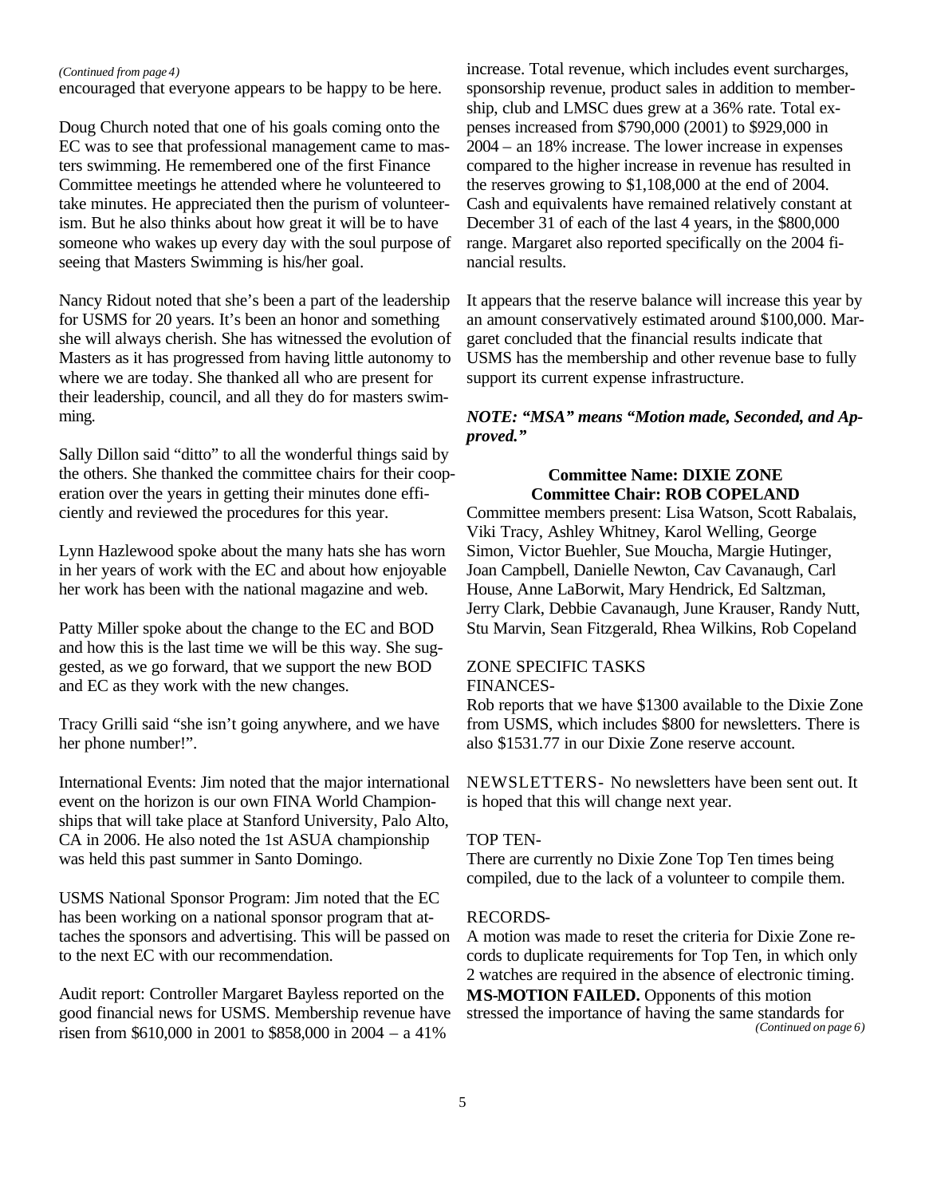*(Continued from page 4)*

encouraged that everyone appears to be happy to be here.

Doug Church noted that one of his goals coming onto the EC was to see that professional management came to masters swimming. He remembered one of the first Finance Committee meetings he attended where he volunteered to take minutes. He appreciated then the purism of volunteerism. But he also thinks about how great it will be to have someone who wakes up every day with the soul purpose of seeing that Masters Swimming is his/her goal.

Nancy Ridout noted that she's been a part of the leadership for USMS for 20 years. It's been an honor and something she will always cherish. She has witnessed the evolution of Masters as it has progressed from having little autonomy to where we are today. She thanked all who are present for their leadership, council, and all they do for masters swimming.

Sally Dillon said "ditto" to all the wonderful things said by the others. She thanked the committee chairs for their cooperation over the years in getting their minutes done efficiently and reviewed the procedures for this year.

Lynn Hazlewood spoke about the many hats she has worn in her years of work with the EC and about how enjoyable her work has been with the national magazine and web.

Patty Miller spoke about the change to the EC and BOD and how this is the last time we will be this way. She suggested, as we go forward, that we support the new BOD and EC as they work with the new changes.

Tracy Grilli said "she isn't going anywhere, and we have her phone number!".

International Events: Jim noted that the major international event on the horizon is our own FINA World Championships that will take place at Stanford University, Palo Alto, CA in 2006. He also noted the 1st ASUA championship was held this past summer in Santo Domingo.

USMS National Sponsor Program: Jim noted that the EC has been working on a national sponsor program that attaches the sponsors and advertising. This will be passed on to the next EC with our recommendation.

Audit report: Controller Margaret Bayless reported on the good financial news for USMS. Membership revenue have risen from $610,000 in 2001 to $858,000 in 2004 – a 41% increase. Total revenue, which includes event surcharges, sponsorship revenue, product sales in addition to membership, club and LMSC dues grew at a 36% rate. Total expenses increased from $790,000 (2001) to $929,000 in 2004 – an 18% increase. The lower increase in expenses compared to the higher increase in revenue has resulted in the reserves growing to $1,108,000 at the end of 2004. Cash and equivalents have remained relatively constant at December 31 of each of the last 4 years, in the $800,000 range. Margaret also reported specifically on the 2004 financial results.

It appears that the reserve balance will increase this year by an amount conservatively estimated around $100,000. Margaret concluded that the financial results indicate that USMS has the membership and other revenue base to fully support its current expense infrastructure.

***NOTE: "MSA" means "Motion made, Seconded, and Approved."***

**Committee Name: DIXIE ZONE**
**Committee Chair: ROB COPELAND**

Committee members present: Lisa Watson, Scott Rabalais, Viki Tracy, Ashley Whitney, Karol Welling, George Simon, Victor Buehler, Sue Moucha, Margie Hutinger, Joan Campbell, Danielle Newton, Cav Cavanaugh, Carl House, Anne LaBorwit, Mary Hendrick, Ed Saltzman, Jerry Clark, Debbie Cavanaugh, June Krauser, Randy Nutt, Stu Marvin, Sean Fitzgerald, Rhea Wilkins, Rob Copeland

ZONE SPECIFIC TASKS

FINANCES-

Rob reports that we have $1300 available to the Dixie Zone from USMS, which includes $800 for newsletters. There is also $1531.77 in our Dixie Zone reserve account.

NEWSLETTERS- No newsletters have been sent out. It is hoped that this will change next year.

TOP TEN-

There are currently no Dixie Zone Top Ten times being compiled, due to the lack of a volunteer to compile them.

RECORDS-

A motion was made to reset the criteria for Dixie Zone records to duplicate requirements for Top Ten, in which only 2 watches are required in the absence of electronic timing. **MS-MOTION FAILED.** Opponents of this motion stressed the importance of having the same standards for

*(Continued on page 6)*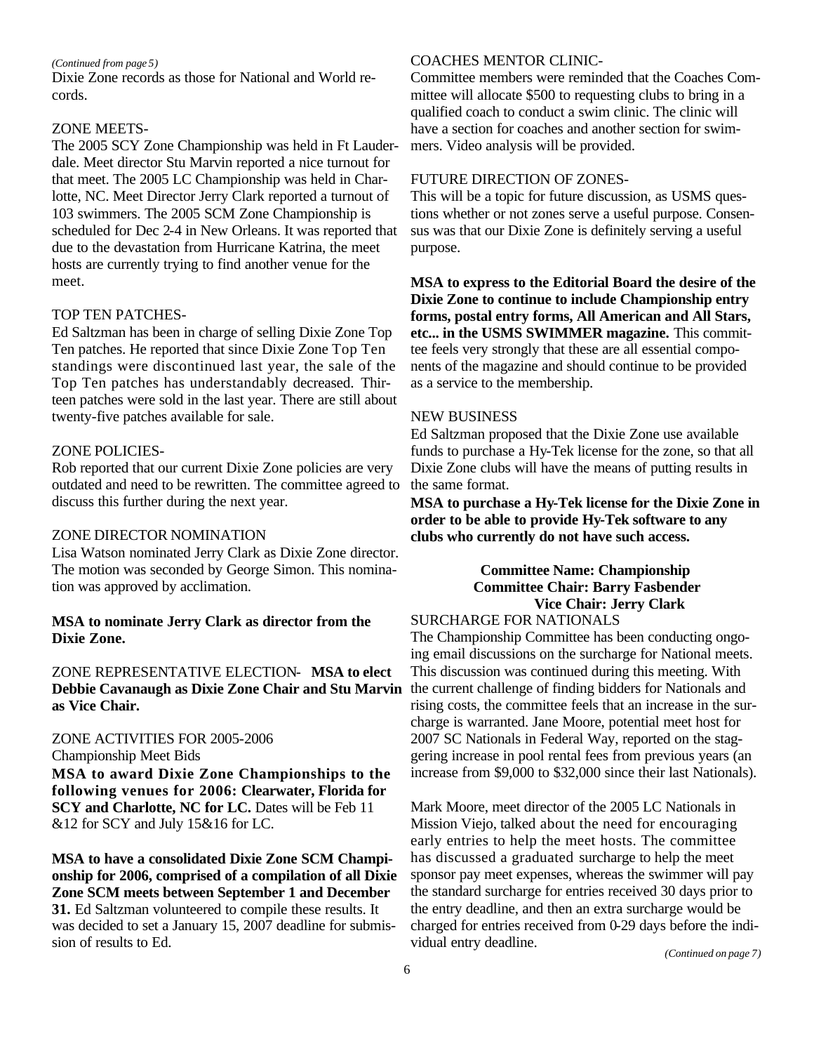*(Continued from page 5)*

Dixie Zone records as those for National and World records.

ZONE MEETS-

The 2005 SCY Zone Championship was held in Ft Lauderdale. Meet director Stu Marvin reported a nice turnout for that meet. The 2005 LC Championship was held in Charlotte, NC. Meet Director Jerry Clark reported a turnout of 103 swimmers. The 2005 SCM Zone Championship is scheduled for Dec 2-4 in New Orleans. It was reported that due to the devastation from Hurricane Katrina, the meet hosts are currently trying to find another venue for the meet.

TOP TEN PATCHES-

Ed Saltzman has been in charge of selling Dixie Zone Top Ten patches. He reported that since Dixie Zone Top Ten standings were discontinued last year, the sale of the Top Ten patches has understandably decreased. Thirteen patches were sold in the last year. There are still about twenty-five patches available for sale.

ZONE POLICIES-

Rob reported that our current Dixie Zone policies are very outdated and need to be rewritten. The committee agreed to discuss this further during the next year.

ZONE DIRECTOR NOMINATION

Lisa Watson nominated Jerry Clark as Dixie Zone director. The motion was seconded by George Simon. This nomination was approved by acclimation.

**MSA to nominate Jerry Clark as director from the Dixie Zone.**

ZONE REPRESENTATIVE ELECTION- **MSA to elect Debbie Cavanaugh as Dixie Zone Chair and Stu Marvin as Vice Chair.**

ZONE ACTIVITIES FOR 2005-2006

Championship Meet Bids

**MSA to award Dixie Zone Championships to the following venues for 2006: Clearwater, Florida for SCY and Charlotte, NC for LC.** Dates will be Feb 11 &12 for SCY and July 15&16 for LC.

**MSA to have a consolidated Dixie Zone SCM Championship for 2006, comprised of a compilation of all Dixie Zone SCM meets between September 1 and December 31.** Ed Saltzman volunteered to compile these results. It was decided to set a January 15, 2007 deadline for submission of results to Ed.

COACHES MENTOR CLINIC-

Committee members were reminded that the Coaches Committee will allocate $500 to requesting clubs to bring in a qualified coach to conduct a swim clinic. The clinic will have a section for coaches and another section for swimmers. Video analysis will be provided.

FUTURE DIRECTION OF ZONES-

This will be a topic for future discussion, as USMS questions whether or not zones serve a useful purpose. Consensus was that our Dixie Zone is definitely serving a useful purpose.

**MSA to express to the Editorial Board the desire of the Dixie Zone to continue to include Championship entry forms, postal entry forms, All American and All Stars, etc... in the USMS SWIMMER magazine.** This committee feels very strongly that these are all essential components of the magazine and should continue to be provided as a service to the membership.

NEW BUSINESS

Ed Saltzman proposed that the Dixie Zone use available funds to purchase a Hy-Tek license for the zone, so that all Dixie Zone clubs will have the means of putting results in the same format.

**MSA to purchase a Hy-Tek license for the Dixie Zone in order to be able to provide Hy-Tek software to any clubs who currently do not have such access.**

**Committee Name: Championship**
**Committee Chair: Barry Fasbender**
**Vice Chair: Jerry Clark**

SURCHARGE FOR NATIONALS

The Championship Committee has been conducting ongoing email discussions on the surcharge for National meets. This discussion was continued during this meeting. With the current challenge of finding bidders for Nationals and rising costs, the committee feels that an increase in the surcharge is warranted. Jane Moore, potential meet host for 2007 SC Nationals in Federal Way, reported on the staggering increase in pool rental fees from previous years (an increase from $9,000 to $32,000 since their last Nationals).

Mark Moore, meet director of the 2005 LC Nationals in Mission Viejo, talked about the need for encouraging early entries to help the meet hosts. The committee has discussed a graduated surcharge to help the meet sponsor pay meet expenses, whereas the swimmer will pay the standard surcharge for entries received 30 days prior to the entry deadline, and then an extra surcharge would be charged for entries received from 0-29 days before the individual entry deadline.

*(Continued on page 7)*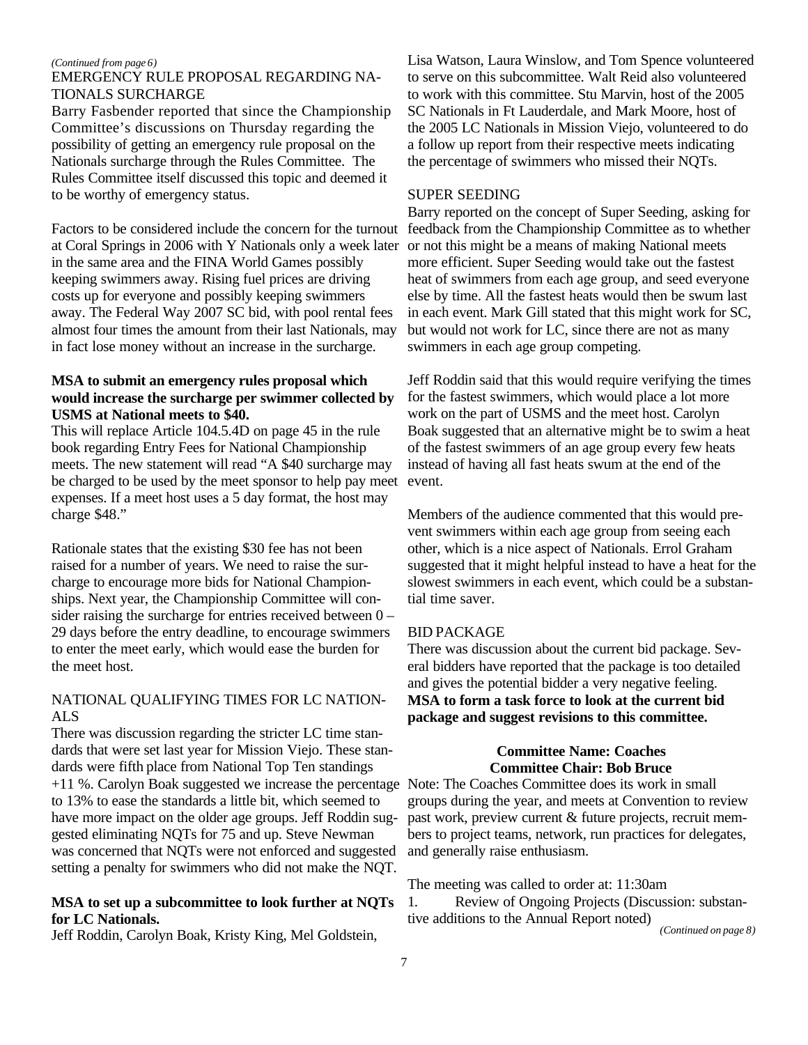*(Continued from page 6)*

EMERGENCY RULE PROPOSAL REGARDING NATIONALS SURCHARGE

Barry Fasbender reported that since the Championship Committee's discussions on Thursday regarding the possibility of getting an emergency rule proposal on the Nationals surcharge through the Rules Committee. The Rules Committee itself discussed this topic and deemed it to be worthy of emergency status.

Factors to be considered include the concern for the turnout at Coral Springs in 2006 with Y Nationals only a week later in the same area and the FINA World Games possibly keeping swimmers away. Rising fuel prices are driving costs up for everyone and possibly keeping swimmers away. The Federal Way 2007 SC bid, with pool rental fees almost four times the amount from their last Nationals, may in fact lose money without an increase in the surcharge.

**MSA to submit an emergency rules proposal which would increase the surcharge per swimmer collected by USMS at National meets to $40.**

This will replace Article 104.5.4D on page 45 in the rule book regarding Entry Fees for National Championship meets. The new statement will read "A $40 surcharge may be charged to be used by the meet sponsor to help pay meet expenses. If a meet host uses a 5 day format, the host may charge $48."

Rationale states that the existing $30 fee has not been raised for a number of years. We need to raise the surcharge to encourage more bids for National Championships. Next year, the Championship Committee will consider raising the surcharge for entries received between 0 – 29 days before the entry deadline, to encourage swimmers to enter the meet early, which would ease the burden for the meet host.

NATIONAL QUALIFYING TIMES FOR LC NATIONALS

There was discussion regarding the stricter LC time standards that were set last year for Mission Viejo. These standards were fifth place from National Top Ten standings +11 %. Carolyn Boak suggested we increase the percentage to 13% to ease the standards a little bit, which seemed to have more impact on the older age groups. Jeff Roddin suggested eliminating NQTs for 75 and up. Steve Newman was concerned that NQTs were not enforced and suggested setting a penalty for swimmers who did not make the NQT.

**MSA to set up a subcommittee to look further at NQTs for LC Nationals.**

Jeff Roddin, Carolyn Boak, Kristy King, Mel Goldstein, Lisa Watson, Laura Winslow, and Tom Spence volunteered to serve on this subcommittee. Walt Reid also volunteered to work with this committee. Stu Marvin, host of the 2005 SC Nationals in Ft Lauderdale, and Mark Moore, host of the 2005 LC Nationals in Mission Viejo, volunteered to do a follow up report from their respective meets indicating the percentage of swimmers who missed their NQTs.

SUPER SEEDING

Barry reported on the concept of Super Seeding, asking for feedback from the Championship Committee as to whether or not this might be a means of making National meets more efficient. Super Seeding would take out the fastest heat of swimmers from each age group, and seed everyone else by time. All the fastest heats would then be swum last in each event. Mark Gill stated that this might work for SC, but would not work for LC, since there are not as many swimmers in each age group competing.

Jeff Roddin said that this would require verifying the times for the fastest swimmers, which would place a lot more work on the part of USMS and the meet host. Carolyn Boak suggested that an alternative might be to swim a heat of the fastest swimmers of an age group every few heats instead of having all fast heats swum at the end of the event.

Members of the audience commented that this would prevent swimmers within each age group from seeing each other, which is a nice aspect of Nationals. Errol Graham suggested that it might helpful instead to have a heat for the slowest swimmers in each event, which could be a substantial time saver.

BID PACKAGE

There was discussion about the current bid package. Several bidders have reported that the package is too detailed and gives the potential bidder a very negative feeling. **MSA to form a task force to look at the current bid package and suggest revisions to this committee.**

**Committee Name: Coaches**
**Committee Chair: Bob Bruce**

Note: The Coaches Committee does its work in small groups during the year, and meets at Convention to review past work, preview current & future projects, recruit members to project teams, network, run practices for delegates, and generally raise enthusiasm.

The meeting was called to order at: 11:30am

1. Review of Ongoing Projects (Discussion: substantive additions to the Annual Report noted)

*(Continued on page 8)*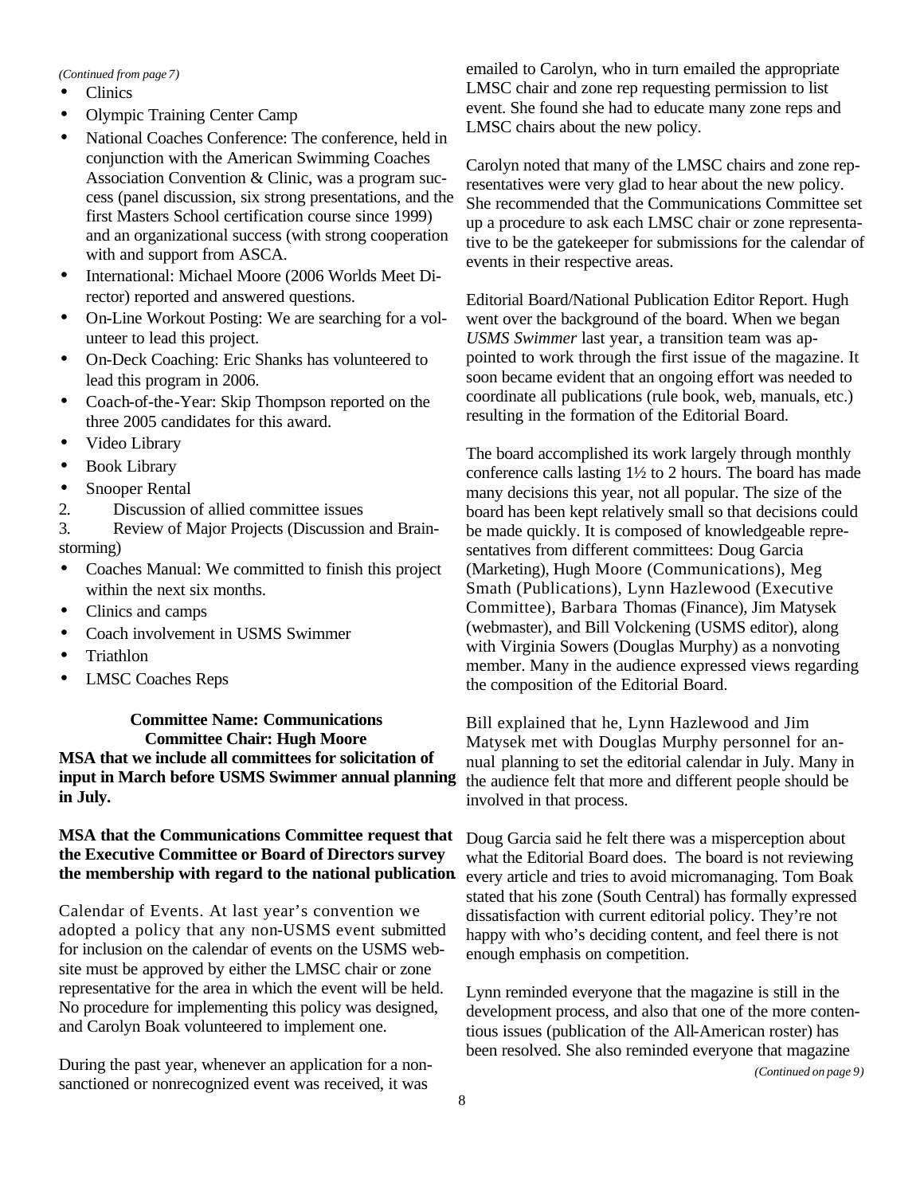*(Continued from page 7)*

- Clinics
- Olympic Training Center Camp
- National Coaches Conference: The conference, held in conjunction with the American Swimming Coaches Association Convention & Clinic, was a program success (panel discussion, six strong presentations, and the first Masters School certification course since 1999) and an organizational success (with strong cooperation with and support from ASCA.
- International: Michael Moore (2006 Worlds Meet Director) reported and answered questions.
- On-Line Workout Posting: We are searching for a volunteer to lead this project.
- On-Deck Coaching: Eric Shanks has volunteered to lead this program in 2006.
- Coach-of-the-Year: Skip Thompson reported on the three 2005 candidates for this award.
- Video Library
- Book Library
- Snooper Rental

2. Discussion of allied committee issues
3. Review of Major Projects (Discussion and Brainstorming)

- Coaches Manual: We committed to finish this project within the next six months.
- Clinics and camps
- Coach involvement in USMS Swimmer
- Triathlon
- LMSC Coaches Reps

**Committee Name: Communications**
**Committee Chair: Hugh Moore**

**MSA that we include all committees for solicitation of input in March before USMS Swimmer annual planning in July.**

**MSA that the Communications Committee request that the Executive Committee or Board of Directors survey the membership with regard to the national publication.**

Calendar of Events. At last year's convention we adopted a policy that any non-USMS event submitted for inclusion on the calendar of events on the USMS website must be approved by either the LMSC chair or zone representative for the area in which the event will be held. No procedure for implementing this policy was designed, and Carolyn Boak volunteered to implement one.

During the past year, whenever an application for a non-sanctioned or nonrecognized event was received, it was emailed to Carolyn, who in turn emailed the appropriate LMSC chair and zone rep requesting permission to list event. She found she had to educate many zone reps and LMSC chairs about the new policy.

Carolyn noted that many of the LMSC chairs and zone representatives were very glad to hear about the new policy. She recommended that the Communications Committee set up a procedure to ask each LMSC chair or zone representative to be the gatekeeper for submissions for the calendar of events in their respective areas.

Editorial Board/National Publication Editor Report. Hugh went over the background of the board. When we began *USMS Swimmer* last year, a transition team was appointed to work through the first issue of the magazine. It soon became evident that an ongoing effort was needed to coordinate all publications (rule book, web, manuals, etc.) resulting in the formation of the Editorial Board.

The board accomplished its work largely through monthly conference calls lasting 1½ to 2 hours. The board has made many decisions this year, not all popular. The size of the board has been kept relatively small so that decisions could be made quickly. It is composed of knowledgeable representatives from different committees: Doug Garcia (Marketing), Hugh Moore (Communications), Meg Smath (Publications), Lynn Hazlewood (Executive Committee), Barbara Thomas (Finance), Jim Matysek (webmaster), and Bill Volckening (USMS editor), along with Virginia Sowers (Douglas Murphy) as a nonvoting member. Many in the audience expressed views regarding the composition of the Editorial Board.

Bill explained that he, Lynn Hazlewood and Jim Matysek met with Douglas Murphy personnel for annual planning to set the editorial calendar in July. Many in the audience felt that more and different people should be involved in that process.

Doug Garcia said he felt there was a misperception about what the Editorial Board does. The board is not reviewing every article and tries to avoid micromanaging. Tom Boak stated that his zone (South Central) has formally expressed dissatisfaction with current editorial policy. They're not happy with who's deciding content, and feel there is not enough emphasis on competition.

Lynn reminded everyone that the magazine is still in the development process, and also that one of the more contentious issues (publication of the All-American roster) has been resolved. She also reminded everyone that magazine

*(Continued on page 9)*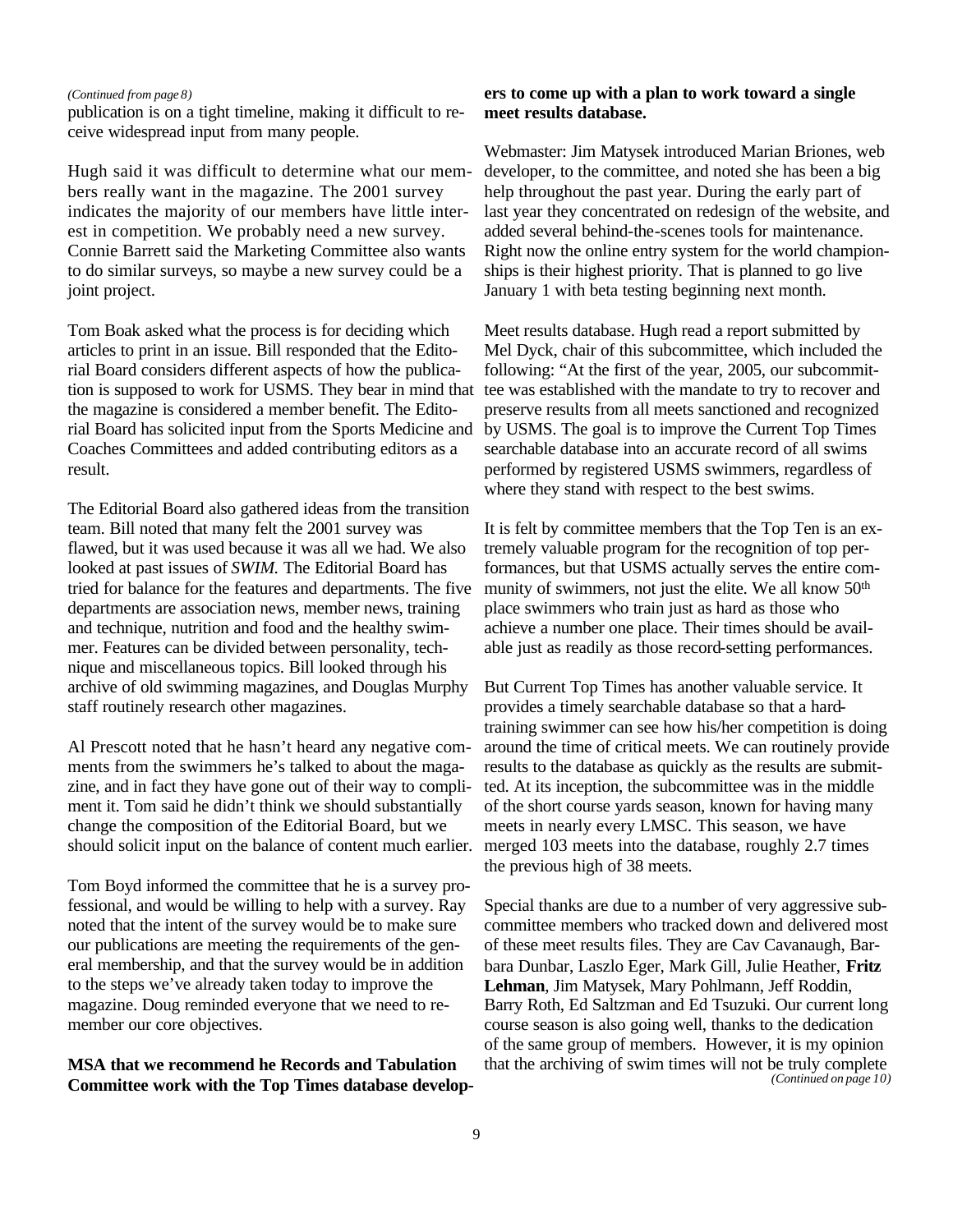*(Continued from page 8)*

publication is on a tight timeline, making it difficult to receive widespread input from many people.

Hugh said it was difficult to determine what our members really want in the magazine. The 2001 survey indicates the majority of our members have little interest in competition. We probably need a new survey. Connie Barrett said the Marketing Committee also wants to do similar surveys, so maybe a new survey could be a joint project.

Tom Boak asked what the process is for deciding which articles to print in an issue. Bill responded that the Editorial Board considers different aspects of how the publication is supposed to work for USMS. They bear in mind that the magazine is considered a member benefit. The Editorial Board has solicited input from the Sports Medicine and Coaches Committees and added contributing editors as a result.

The Editorial Board also gathered ideas from the transition team. Bill noted that many felt the 2001 survey was flawed, but it was used because it was all we had. We also looked at past issues of *SWIM.* The Editorial Board has tried for balance for the features and departments. The five departments are association news, member news, training and technique, nutrition and food and the healthy swimmer. Features can be divided between personality, technique and miscellaneous topics. Bill looked through his archive of old swimming magazines, and Douglas Murphy staff routinely research other magazines.

Al Prescott noted that he hasn't heard any negative comments from the swimmers he's talked to about the magazine, and in fact they have gone out of their way to compliment it. Tom said he didn't think we should substantially change the composition of the Editorial Board, but we should solicit input on the balance of content much earlier.

Tom Boyd informed the committee that he is a survey professional, and would be willing to help with a survey. Ray noted that the intent of the survey would be to make sure our publications are meeting the requirements of the general membership, and that the survey would be in addition to the steps we've already taken today to improve the magazine. Doug reminded everyone that we need to remember our core objectives.

**MSA that we recommend he Records and Tabulation Committee work with the Top Times database developers to come up with a plan to work toward a single meet results database.**

Webmaster: Jim Matysek introduced Marian Briones, web developer, to the committee, and noted she has been a big help throughout the past year. During the early part of last year they concentrated on redesign of the website, and added several behind-the-scenes tools for maintenance. Right now the online entry system for the world championships is their highest priority. That is planned to go live January 1 with beta testing beginning next month.

Meet results database. Hugh read a report submitted by Mel Dyck, chair of this subcommittee, which included the following: "At the first of the year, 2005, our subcommittee was established with the mandate to try to recover and preserve results from all meets sanctioned and recognized by USMS. The goal is to improve the Current Top Times searchable database into an accurate record of all swims performed by registered USMS swimmers, regardless of where they stand with respect to the best swims.

It is felt by committee members that the Top Ten is an extremely valuable program for the recognition of top performances, but that USMS actually serves the entire community of swimmers, not just the elite. We all know 50th place swimmers who train just as hard as those who achieve a number one place. Their times should be available just as readily as those record-setting performances.

But Current Top Times has another valuable service. It provides a timely searchable database so that a hard-training swimmer can see how his/her competition is doing around the time of critical meets. We can routinely provide results to the database as quickly as the results are submitted. At its inception, the subcommittee was in the middle of the short course yards season, known for having many meets in nearly every LMSC. This season, we have merged 103 meets into the database, roughly 2.7 times the previous high of 38 meets.

Special thanks are due to a number of very aggressive subcommittee members who tracked down and delivered most of these meet results files. They are Cav Cavanaugh, Barbara Dunbar, Laszlo Eger, Mark Gill, Julie Heather, **Fritz Lehman**, Jim Matysek, Mary Pohlmann, Jeff Roddin, Barry Roth, Ed Saltzman and Ed Tsuzuki. Our current long course season is also going well, thanks to the dedication of the same group of members. However, it is my opinion that the archiving of swim times will not be truly complete

*(Continued on page 10)*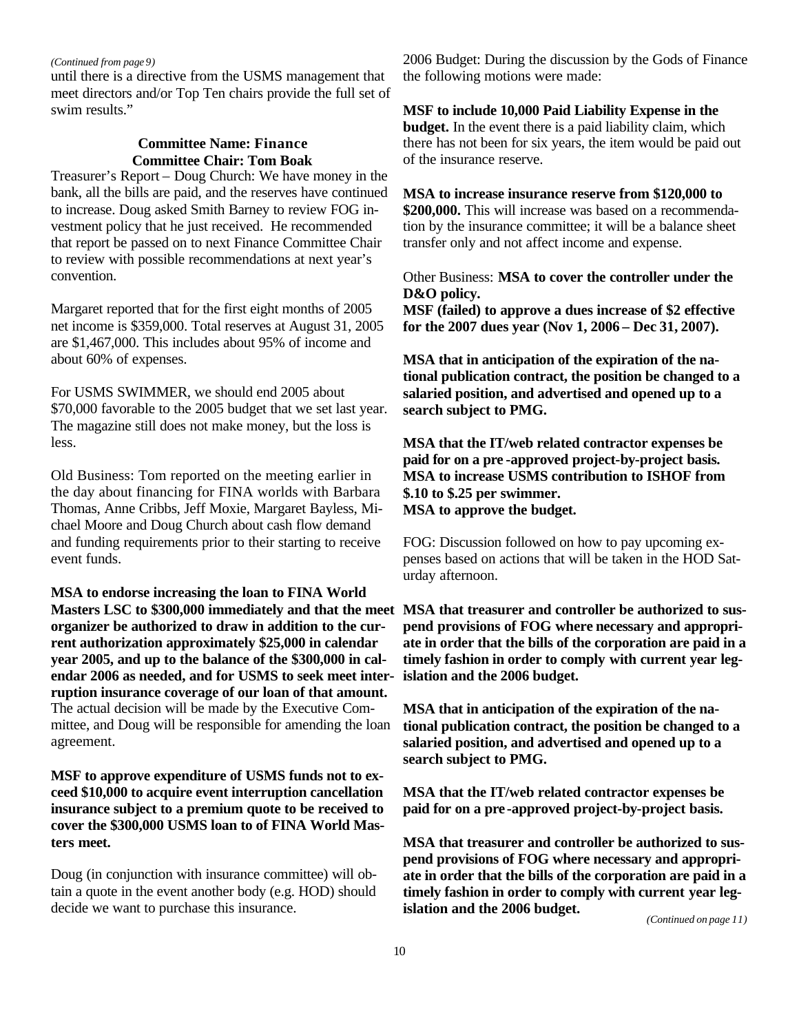*(Continued from page 9)*

until there is a directive from the USMS management that meet directors and/or Top Ten chairs provide the full set of swim results."

### Committee Name: Finance
### Committee Chair: Tom Boak

Treasurer's Report – Doug Church: We have money in the bank, all the bills are paid, and the reserves have continued to increase. Doug asked Smith Barney to review FOG investment policy that he just received. He recommended that report be passed on to next Finance Committee Chair to review with possible recommendations at next year's convention.

Margaret reported that for the first eight months of 2005 net income is $359,000. Total reserves at August 31, 2005 are $1,467,000. This includes about 95% of income and about 60% of expenses.

For USMS SWIMMER, we should end 2005 about $70,000 favorable to the 2005 budget that we set last year. The magazine still does not make money, but the loss is less.

Old Business: Tom reported on the meeting earlier in the day about financing for FINA worlds with Barbara Thomas, Anne Cribbs, Jeff Moxie, Margaret Bayless, Michael Moore and Doug Church about cash flow demand and funding requirements prior to their starting to receive event funds.

**MSA to endorse increasing the loan to FINA World Masters LSC to $300,000 immediately and that the meet organizer be authorized to draw in addition to the current authorization approximately $25,000 in calendar year 2005, and up to the balance of the $300,000 in calendar 2006 as needed, and for USMS to seek meet interruption insurance coverage of our loan of that amount.** The actual decision will be made by the Executive Committee, and Doug will be responsible for amending the loan agreement.

**MSF to approve expenditure of USMS funds not to exceed $10,000 to acquire event interruption cancellation insurance subject to a premium quote to be received to cover the $300,000 USMS loan to of FINA World Masters meet.**

Doug (in conjunction with insurance committee) will obtain a quote in the event another body (e.g. HOD) should decide we want to purchase this insurance.

2006 Budget: During the discussion by the Gods of Finance the following motions were made:

**MSF to include 10,000 Paid Liability Expense in the budget.** In the event there is a paid liability claim, which there has not been for six years, the item would be paid out of the insurance reserve.

**MSA to increase insurance reserve from $120,000 to $200,000.** This will increase was based on a recommendation by the insurance committee; it will be a balance sheet transfer only and not affect income and expense.

Other Business: **MSA to cover the controller under the D&O policy.**
**MSF (failed) to approve a dues increase of $2 effective for the 2007 dues year (Nov 1, 2006 – Dec 31, 2007).**

**MSA that in anticipation of the expiration of the national publication contract, the position be changed to a salaried position, and advertised and opened up to a search subject to PMG.**

**MSA that the IT/web related contractor expenses be paid for on a pre-approved project-by-project basis.**
**MSA to increase USMS contribution to ISHOF from $.10 to $.25 per swimmer.**
**MSA to approve the budget.**

FOG: Discussion followed on how to pay upcoming expenses based on actions that will be taken in the HOD Saturday afternoon.

**MSA that treasurer and controller be authorized to suspend provisions of FOG where necessary and appropriate in order that the bills of the corporation are paid in a timely fashion in order to comply with current year legislation and the 2006 budget.**

**MSA that in anticipation of the expiration of the national publication contract, the position be changed to a salaried position, and advertised and opened up to a search subject to PMG.**

**MSA that the IT/web related contractor expenses be paid for on a pre-approved project-by-project basis.**

**MSA that treasurer and controller be authorized to suspend provisions of FOG where necessary and appropriate in order that the bills of the corporation are paid in a timely fashion in order to comply with current year legislation and the 2006 budget.**

*(Continued on page 11)*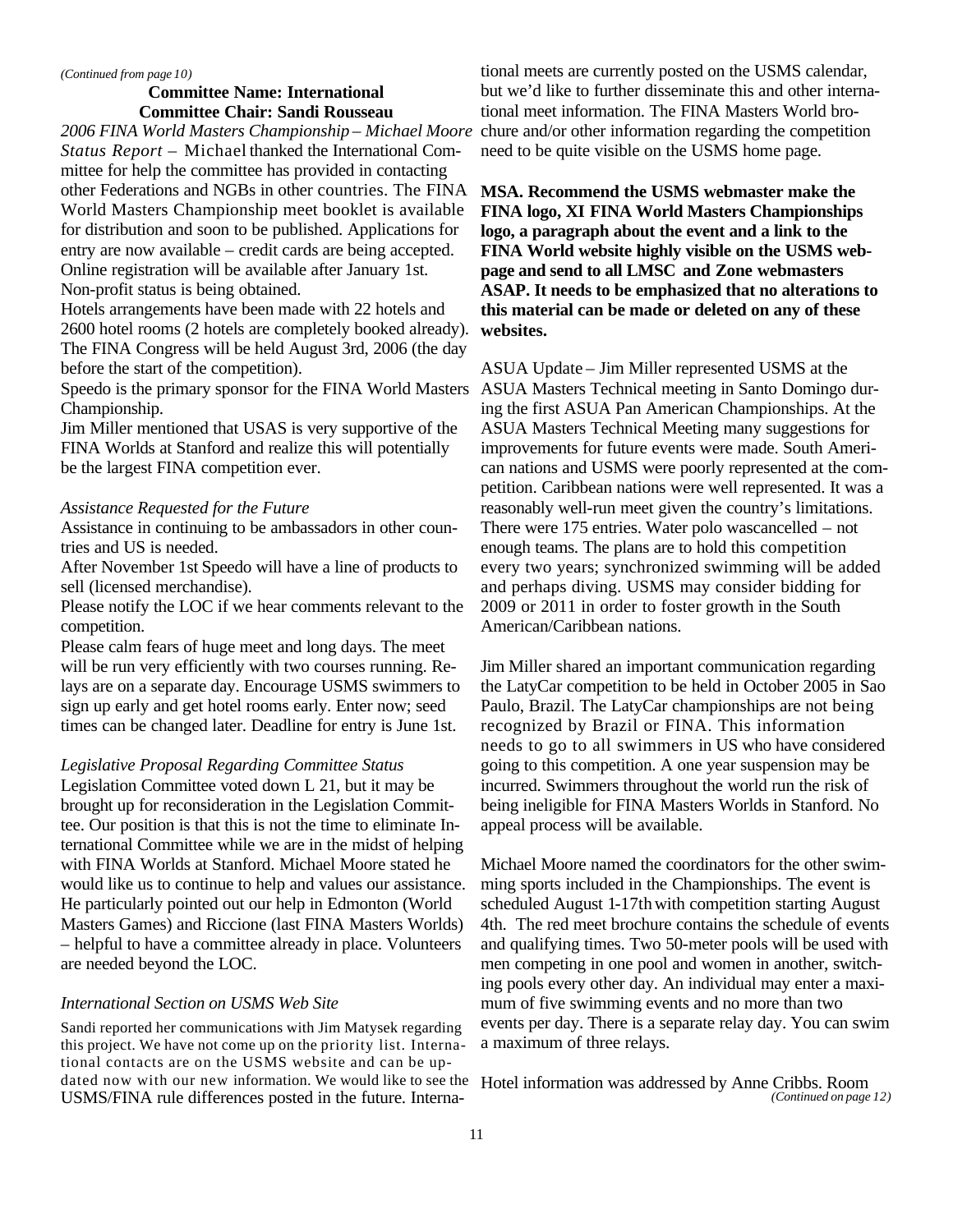*(Continued from page 10)*

**Committee Name: International**
**Committee Chair: Sandi Rousseau**

*2006 FINA World Masters Championship – Michael Moore Status Report* – Michael thanked the International Committee for help the committee has provided in contacting other Federations and NGBs in other countries. The FINA World Masters Championship meet booklet is available for distribution and soon to be published. Applications for entry are now available – credit cards are being accepted. Online registration will be available after January 1st. Non-profit status is being obtained.

Hotels arrangements have been made with 22 hotels and 2600 hotel rooms (2 hotels are completely booked already). The FINA Congress will be held August 3rd, 2006 (the day before the start of the competition).

Speedo is the primary sponsor for the FINA World Masters Championship.

Jim Miller mentioned that USAS is very supportive of the FINA Worlds at Stanford and realize this will potentially be the largest FINA competition ever.

*Assistance Requested for the Future*

Assistance in continuing to be ambassadors in other countries and US is needed.

After November 1st Speedo will have a line of products to sell (licensed merchandise).

Please notify the LOC if we hear comments relevant to the competition.

Please calm fears of huge meet and long days. The meet will be run very efficiently with two courses running. Relays are on a separate day. Encourage USMS swimmers to sign up early and get hotel rooms early. Enter now; seed times can be changed later. Deadline for entry is June 1st.

*Legislative Proposal Regarding Committee Status*

Legislation Committee voted down L 21, but it may be brought up for reconsideration in the Legislation Committee. Our position is that this is not the time to eliminate International Committee while we are in the midst of helping with FINA Worlds at Stanford. Michael Moore stated he would like us to continue to help and values our assistance. He particularly pointed out our help in Edmonton (World Masters Games) and Riccione (last FINA Masters Worlds) – helpful to have a committee already in place. Volunteers are needed beyond the LOC.

*International Section on USMS Web Site*

Sandi reported her communications with Jim Matysek regarding this project. We have not come up on the priority list. International contacts are on the USMS website and can be updated now with our new information. We would like to see the USMS/FINA rule differences posted in the future. International meets are currently posted on the USMS calendar, but we'd like to further disseminate this and other international meet information. The FINA Masters World brochure and/or other information regarding the competition need to be quite visible on the USMS home page.

**MSA. Recommend the USMS webmaster make the FINA logo, XI FINA World Masters Championships logo, a paragraph about the event and a link to the FINA World website highly visible on the USMS webpage and send to all LMSC and Zone webmasters ASAP. It needs to be emphasized that no alterations to this material can be made or deleted on any of these websites.**

ASUA Update – Jim Miller represented USMS at the ASUA Masters Technical meeting in Santo Domingo during the first ASUA Pan American Championships. At the ASUA Masters Technical Meeting many suggestions for improvements for future events were made. South American nations and USMS were poorly represented at the competition. Caribbean nations were well represented. It was a reasonably well-run meet given the country's limitations. There were 175 entries. Water polo wascancelled – not enough teams. The plans are to hold this competition every two years; synchronized swimming will be added and perhaps diving. USMS may consider bidding for 2009 or 2011 in order to foster growth in the South American/Caribbean nations.

Jim Miller shared an important communication regarding the LatyCar competition to be held in October 2005 in Sao Paulo, Brazil. The LatyCar championships are not being recognized by Brazil or FINA. This information needs to go to all swimmers in US who have considered going to this competition. A one year suspension may be incurred. Swimmers throughout the world run the risk of being ineligible for FINA Masters Worlds in Stanford. No appeal process will be available.

Michael Moore named the coordinators for the other swimming sports included in the Championships. The event is scheduled August 1-17th with competition starting August 4th. The red meet brochure contains the schedule of events and qualifying times. Two 50-meter pools will be used with men competing in one pool and women in another, switching pools every other day. An individual may enter a maximum of five swimming events and no more than two events per day. There is a separate relay day. You can swim a maximum of three relays.

Hotel information was addressed by Anne Cribbs. Room

*(Continued on page 12)*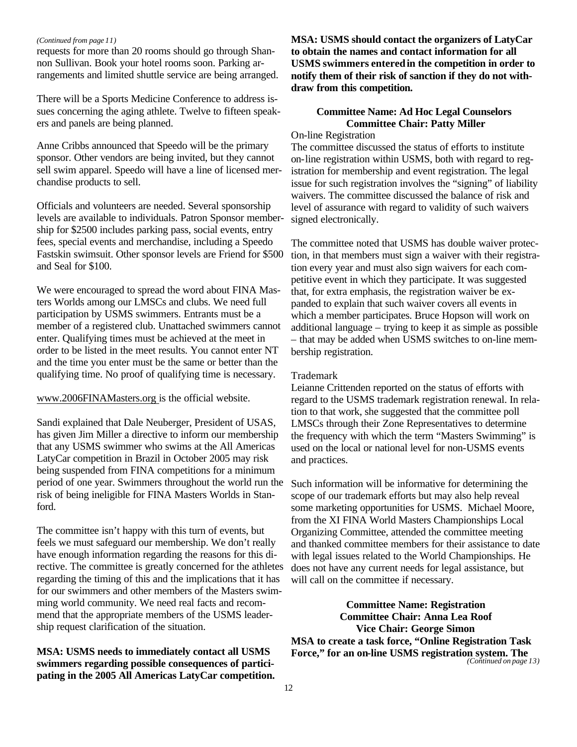*(Continued from page 11)*

requests for more than 20 rooms should go through Shannon Sullivan. Book your hotel rooms soon. Parking arrangements and limited shuttle service are being arranged.

There will be a Sports Medicine Conference to address issues concerning the aging athlete. Twelve to fifteen speakers and panels are being planned.

Anne Cribbs announced that Speedo will be the primary sponsor. Other vendors are being invited, but they cannot sell swim apparel. Speedo will have a line of licensed merchandise products to sell.

Officials and volunteers are needed. Several sponsorship levels are available to individuals. Patron Sponsor membership for $2500 includes parking pass, social events, entry fees, special events and merchandise, including a Speedo Fastskin swimsuit. Other sponsor levels are Friend for $500 and Seal for $100.

We were encouraged to spread the word about FINA Masters Worlds among our LMSCs and clubs. We need full participation by USMS swimmers. Entrants must be a member of a registered club. Unattached swimmers cannot enter. Qualifying times must be achieved at the meet in order to be listed in the meet results. You cannot enter NT and the time you enter must be the same or better than the qualifying time. No proof of qualifying time is necessary.

www.2006FINAMasters.org is the official website.

Sandi explained that Dale Neuberger, President of USAS, has given Jim Miller a directive to inform our membership that any USMS swimmer who swims at the All Americas LatyCar competition in Brazil in October 2005 may risk being suspended from FINA competitions for a minimum period of one year. Swimmers throughout the world run the risk of being ineligible for FINA Masters Worlds in Stanford.

The committee isn't happy with this turn of events, but feels we must safeguard our membership. We don't really have enough information regarding the reasons for this directive. The committee is greatly concerned for the athletes regarding the timing of this and the implications that it has for our swimmers and other members of the Masters swimming world community. We need real facts and recommend that the appropriate members of the USMS leadership request clarification of the situation.

**MSA: USMS needs to immediately contact all USMS swimmers regarding possible consequences of participating in the 2005 All Americas LatyCar competition.**

**MSA: USMS should contact the organizers of LatyCar to obtain the names and contact information for all USMS swimmers entered in the competition in order to notify them of their risk of sanction if they do not withdraw from this competition.**

**Committee Name: Ad Hoc Legal Counselors**
**Committee Chair: Patty Miller**

On-line Registration

The committee discussed the status of efforts to institute on-line registration within USMS, both with regard to registration for membership and event registration. The legal issue for such registration involves the "signing" of liability waivers. The committee discussed the balance of risk and level of assurance with regard to validity of such waivers signed electronically.

The committee noted that USMS has double waiver protection, in that members must sign a waiver with their registration every year and must also sign waivers for each competitive event in which they participate. It was suggested that, for extra emphasis, the registration waiver be expanded to explain that such waiver covers all events in which a member participates. Bruce Hopson will work on additional language – trying to keep it as simple as possible – that may be added when USMS switches to on-line membership registration.

Trademark

Leianne Crittenden reported on the status of efforts with regard to the USMS trademark registration renewal. In relation to that work, she suggested that the committee poll LMSCs through their Zone Representatives to determine the frequency with which the term "Masters Swimming" is used on the local or national level for non-USMS events and practices.

Such information will be informative for determining the scope of our trademark efforts but may also help reveal some marketing opportunities for USMS. Michael Moore, from the XI FINA World Masters Championships Local Organizing Committee, attended the committee meeting and thanked committee members for their assistance to date with legal issues related to the World Championships. He does not have any current needs for legal assistance, but will call on the committee if necessary.

**Committee Name: Registration**
**Committee Chair: Anna Lea Roof**
**Vice Chair: George Simon**

**MSA to create a task force, "Online Registration Task Force," for an on-line USMS registration system. The**

*(Continued on page 13)*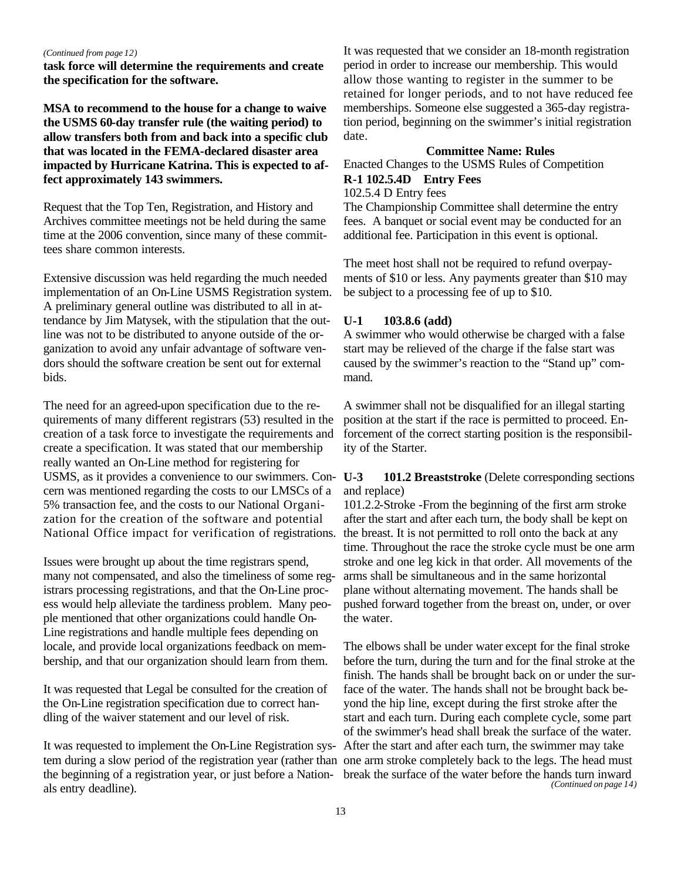*(Continued from page 12)*

**task force will determine the requirements and create the specification for the software.**

**MSA to recommend to the house for a change to waive the USMS 60-day transfer rule (the waiting period) to allow transfers both from and back into a specific club that was located in the FEMA-declared disaster area impacted by Hurricane Katrina. This is expected to affect approximately 143 swimmers.**

Request that the Top Ten, Registration, and History and Archives committee meetings not be held during the same time at the 2006 convention, since many of these committees share common interests.

Extensive discussion was held regarding the much needed implementation of an On-Line USMS Registration system. A preliminary general outline was distributed to all in attendance by Jim Matysek, with the stipulation that the outline was not to be distributed to anyone outside of the organization to avoid any unfair advantage of software vendors should the software creation be sent out for external bids.

The need for an agreed-upon specification due to the requirements of many different registrars (53) resulted in the creation of a task force to investigate the requirements and create a specification. It was stated that our membership really wanted an On-Line method for registering for USMS, as it provides a convenience to our swimmers. Concern was mentioned regarding the costs to our LMSCs of a 5% transaction fee, and the costs to our National Organization for the creation of the software and potential National Office impact for verification of registrations.

Issues were brought up about the time registrars spend, many not compensated, and also the timeliness of some registrars processing registrations, and that the On-Line process would help alleviate the tardiness problem. Many people mentioned that other organizations could handle On-Line registrations and handle multiple fees depending on locale, and provide local organizations feedback on membership, and that our organization should learn from them.

It was requested that Legal be consulted for the creation of the On-Line registration specification due to correct handling of the waiver statement and our level of risk.

It was requested to implement the On-Line Registration system during a slow period of the registration year (rather than the beginning of a registration year, or just before a Nationals entry deadline).

It was requested that we consider an 18-month registration period in order to increase our membership. This would allow those wanting to register in the summer to be retained for longer periods, and to not have reduced fee memberships. Someone else suggested a 365-day registration period, beginning on the swimmer's initial registration date.

### Committee Name: Rules

Enacted Changes to the USMS Rules of Competition

**R-1 102.5.4D Entry Fees**

102.5.4 D Entry fees

The Championship Committee shall determine the entry fees. A banquet or social event may be conducted for an additional fee. Participation in this event is optional.

The meet host shall not be required to refund overpayments of $10 or less. Any payments greater than $10 may be subject to a processing fee of up to $10.

**U-1 103.8.6 (add)**

A swimmer who would otherwise be charged with a false start may be relieved of the charge if the false start was caused by the swimmer's reaction to the "Stand up" command.

A swimmer shall not be disqualified for an illegal starting position at the start if the race is permitted to proceed. Enforcement of the correct starting position is the responsibility of the Starter.

**U-3 101.2 Breaststroke** (Delete corresponding sections and replace)

101.2.2-Stroke -From the beginning of the first arm stroke after the start and after each turn, the body shall be kept on the breast. It is not permitted to roll onto the back at any time. Throughout the race the stroke cycle must be one arm stroke and one leg kick in that order. All movements of the arms shall be simultaneous and in the same horizontal plane without alternating movement. The hands shall be pushed forward together from the breast on, under, or over the water.

The elbows shall be under water except for the final stroke before the turn, during the turn and for the final stroke at the finish. The hands shall be brought back on or under the surface of the water. The hands shall not be brought back beyond the hip line, except during the first stroke after the start and each turn. During each complete cycle, some part of the swimmer's head shall break the surface of the water. After the start and after each turn, the swimmer may take one arm stroke completely back to the legs. The head must break the surface of the water before the hands turn inward

*(Continued on page 14)*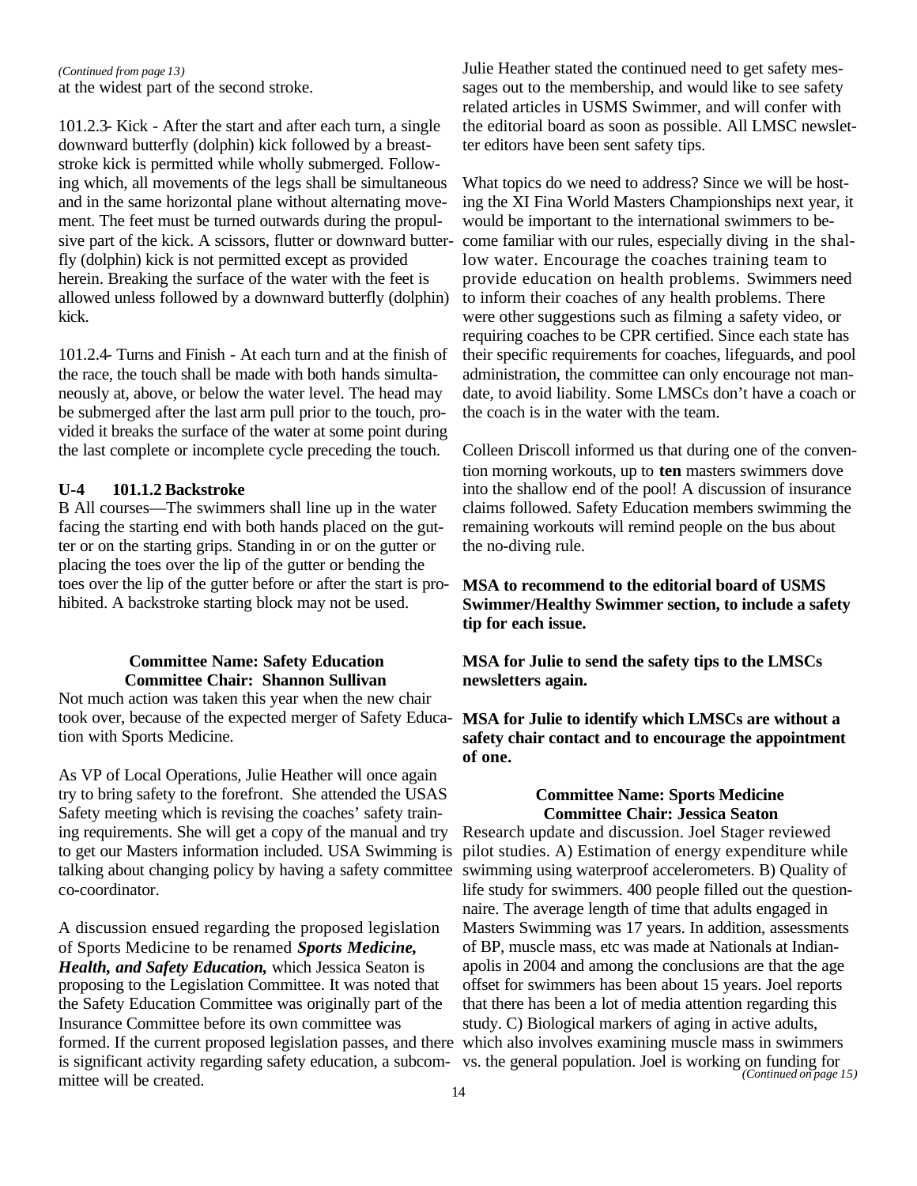*(Continued from page 13)*

at the widest part of the second stroke.

101.2.3- Kick - After the start and after each turn, a single downward butterfly (dolphin) kick followed by a breaststroke kick is permitted while wholly submerged. Following which, all movements of the legs shall be simultaneous and in the same horizontal plane without alternating movement. The feet must be turned outwards during the propulsive part of the kick. A scissors, flutter or downward butterfly (dolphin) kick is not permitted except as provided herein. Breaking the surface of the water with the feet is allowed unless followed by a downward butterfly (dolphin) kick.

101.2.4- Turns and Finish - At each turn and at the finish of the race, the touch shall be made with both hands simultaneously at, above, or below the water level. The head may be submerged after the last arm pull prior to the touch, provided it breaks the surface of the water at some point during the last complete or incomplete cycle preceding the touch.

**U-4 101.1.2 Backstroke**

B All courses—The swimmers shall line up in the water facing the starting end with both hands placed on the gutter or on the starting grips. Standing in or on the gutter or placing the toes over the lip of the gutter or bending the toes over the lip of the gutter before or after the start is prohibited. A backstroke starting block may not be used.

### Committee Name: Safety Education
### Committee Chair: Shannon Sullivan

Not much action was taken this year when the new chair took over, because of the expected merger of Safety Education with Sports Medicine.

As VP of Local Operations, Julie Heather will once again try to bring safety to the forefront. She attended the USAS Safety meeting which is revising the coaches' safety training requirements. She will get a copy of the manual and try to get our Masters information included. USA Swimming is talking about changing policy by having a safety committee co-coordinator.

A discussion ensued regarding the proposed legislation of Sports Medicine to be renamed ***Sports Medicine, Health, and Safety Education,*** which Jessica Seaton is proposing to the Legislation Committee. It was noted that the Safety Education Committee was originally part of the Insurance Committee before its own committee was formed. If the current proposed legislation passes, and there is significant activity regarding safety education, a subcommittee will be created.

Julie Heather stated the continued need to get safety messages out to the membership, and would like to see safety related articles in USMS Swimmer, and will confer with the editorial board as soon as possible. All LMSC newsletter editors have been sent safety tips.

What topics do we need to address? Since we will be hosting the XI Fina World Masters Championships next year, it would be important to the international swimmers to become familiar with our rules, especially diving in the shallow water. Encourage the coaches training team to provide education on health problems. Swimmers need to inform their coaches of any health problems. There were other suggestions such as filming a safety video, or requiring coaches to be CPR certified. Since each state has their specific requirements for coaches, lifeguards, and pool administration, the committee can only encourage not mandate, to avoid liability. Some LMSCs don't have a coach or the coach is in the water with the team.

Colleen Driscoll informed us that during one of the convention morning workouts, up to **ten** masters swimmers dove into the shallow end of the pool! A discussion of insurance claims followed. Safety Education members swimming the remaining workouts will remind people on the bus about the no-diving rule.

**MSA to recommend to the editorial board of USMS Swimmer/Healthy Swimmer section, to include a safety tip for each issue.**

**MSA for Julie to send the safety tips to the LMSCs newsletters again.**

**MSA for Julie to identify which LMSCs are without a safety chair contact and to encourage the appointment of one.**

### Committee Name: Sports Medicine
### Committee Chair: Jessica Seaton

Research update and discussion. Joel Stager reviewed pilot studies. A) Estimation of energy expenditure while swimming using waterproof accelerometers. B) Quality of life study for swimmers. 400 people filled out the questionnaire. The average length of time that adults engaged in Masters Swimming was 17 years. In addition, assessments of BP, muscle mass, etc was made at Nationals at Indianapolis in 2004 and among the conclusions are that the age offset for swimmers has been about 15 years. Joel reports that there has been a lot of media attention regarding this study. C) Biological markers of aging in active adults, which also involves examining muscle mass in swimmers vs. the general population. Joel is working on funding for

*(Continued on page 15)*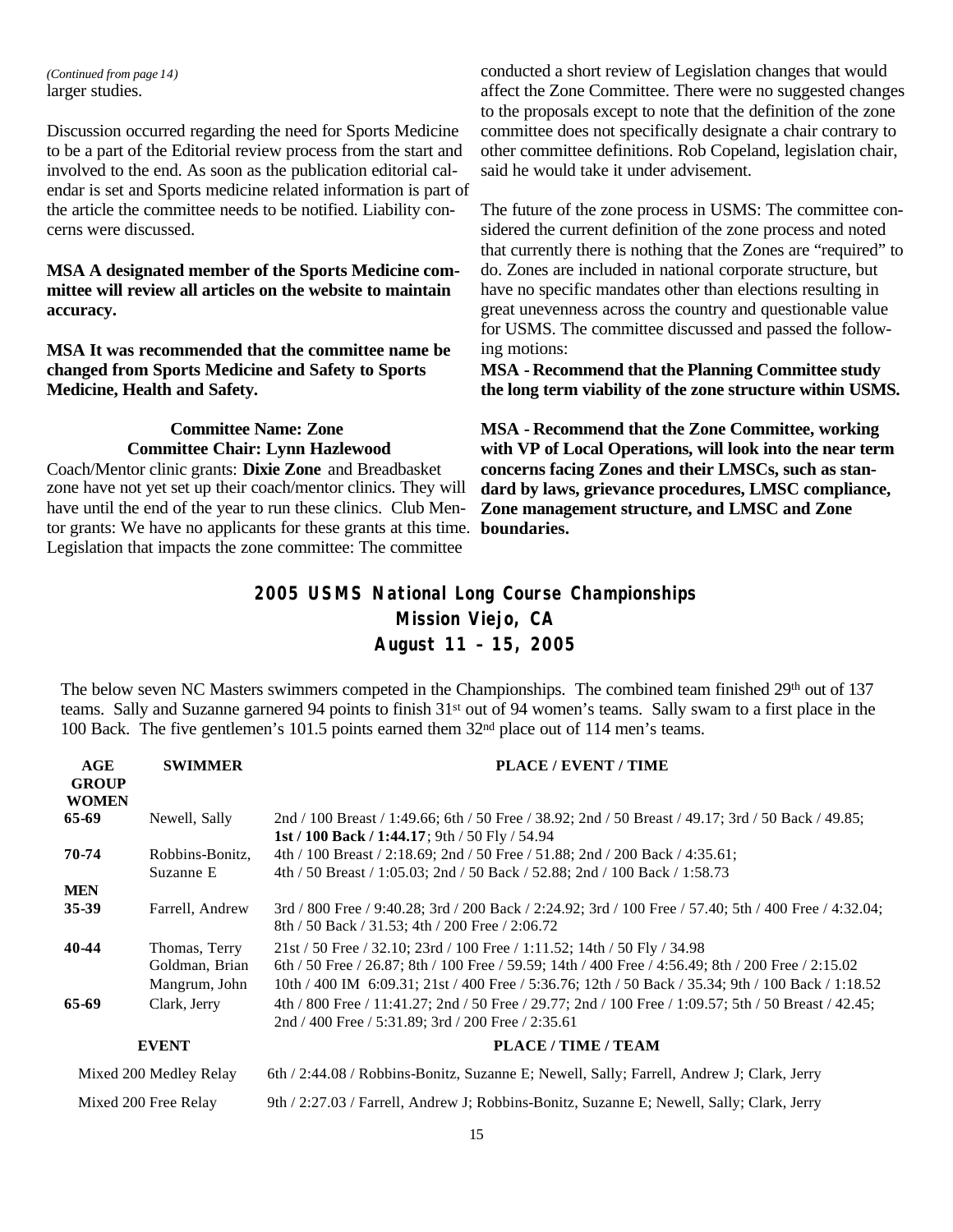*(Continued from page 14)*
larger studies.

Discussion occurred regarding the need for Sports Medicine to be a part of the Editorial review process from the start and involved to the end. As soon as the publication editorial calendar is set and Sports medicine related information is part of the article the committee needs to be notified. Liability concerns were discussed.

**MSA A designated member of the Sports Medicine committee will review all articles on the website to maintain accuracy.**

**MSA It was recommended that the committee name be changed from Sports Medicine and Safety to Sports Medicine, Health and Safety.**

**Committee Name: Zone**
**Committee Chair: Lynn Hazlewood**

Coach/Mentor clinic grants: **Dixie Zone** and Breadbasket zone have not yet set up their coach/mentor clinics. They will have until the end of the year to run these clinics. Club Mentor grants: We have no applicants for these grants at this time. Legislation that impacts the zone committee: The committee conducted a short review of Legislation changes that would affect the Zone Committee. There were no suggested changes to the proposals except to note that the definition of the zone committee does not specifically designate a chair contrary to other committee definitions. Rob Copeland, legislation chair, said he would take it under advisement.

The future of the zone process in USMS: The committee considered the current definition of the zone process and noted that currently there is nothing that the Zones are "required" to do. Zones are included in national corporate structure, but have no specific mandates other than elections resulting in great unevenness across the country and questionable value for USMS. The committee discussed and passed the following motions:

**MSA - Recommend that the Planning Committee study the long term viability of the zone structure within USMS.**

**MSA - Recommend that the Zone Committee, working with VP of Local Operations, will look into the near term concerns facing Zones and their LMSCs, such as standard by laws, grievance procedures, LMSC compliance, Zone management structure, and LMSC and Zone boundaries.**

## 2005 USMS National Long Course Championships
## Mission Viejo, CA
## August 11 – 15, 2005

The below seven NC Masters swimmers competed in the Championships. The combined team finished 29th out of 137 teams. Sally and Suzanne garnered 94 points to finish 31st out of 94 women's teams. Sally swam to a first place in the 100 Back. The five gentlemen's 101.5 points earned them 32nd place out of 114 men's teams.

| AGE GROUP | SWIMMER | PLACE / EVENT / TIME |
|---|---|---|
| **WOMEN** | | |
| **65-69** | Newell, Sally | 2nd / 100 Breast / 1:49.66; 6th / 50 Free / 38.92; 2nd / 50 Breast / 49.17; 3rd / 50 Back / 49.85; **1st / 100 Back / 1:44.17**; 9th / 50 Fly / 54.94 |
| **70-74** | Robbins-Bonitz, Suzanne E | 4th / 100 Breast / 2:18.69; 2nd / 50 Free / 51.88; 2nd / 200 Back / 4:35.61; 4th / 50 Breast / 1:05.03; 2nd / 50 Back / 52.88; 2nd / 100 Back / 1:58.73 |
| **MEN** | | |
| **35-39** | Farrell, Andrew | 3rd / 800 Free / 9:40.28; 3rd / 200 Back / 2:24.92; 3rd / 100 Free / 57.40; 5th / 400 Free / 4:32.04; 8th / 50 Back / 31.53; 4th / 200 Free / 2:06.72 |
| **40-44** | Thomas, Terry | 21st / 50 Free / 32.10; 23rd / 100 Free / 1:11.52; 14th / 50 Fly / 34.98 |
| | Goldman, Brian | 6th / 50 Free / 26.87; 8th / 100 Free / 59.59; 14th / 400 Free / 4:56.49; 8th / 200 Free / 2:15.02 |
| | Mangrum, John | 10th / 400 IM 6:09.31; 21st / 400 Free / 5:36.76; 12th / 50 Back / 35.34; 9th / 100 Back / 1:18.52 |
| **65-69** | Clark, Jerry | 4th / 800 Free / 11:41.27; 2nd / 50 Free / 29.77; 2nd / 100 Free / 1:09.57; 5th / 50 Breast / 42.45; 2nd / 400 Free / 5:31.89; 3rd / 200 Free / 2:35.61 |

| EVENT | PLACE / TIME / TEAM |
|---|---|
| Mixed 200 Medley Relay | 6th / 2:44.08 / Robbins-Bonitz, Suzanne E; Newell, Sally; Farrell, Andrew J; Clark, Jerry |
| Mixed 200 Free Relay | 9th / 2:27.03 / Farrell, Andrew J; Robbins-Bonitz, Suzanne E; Newell, Sally; Clark, Jerry |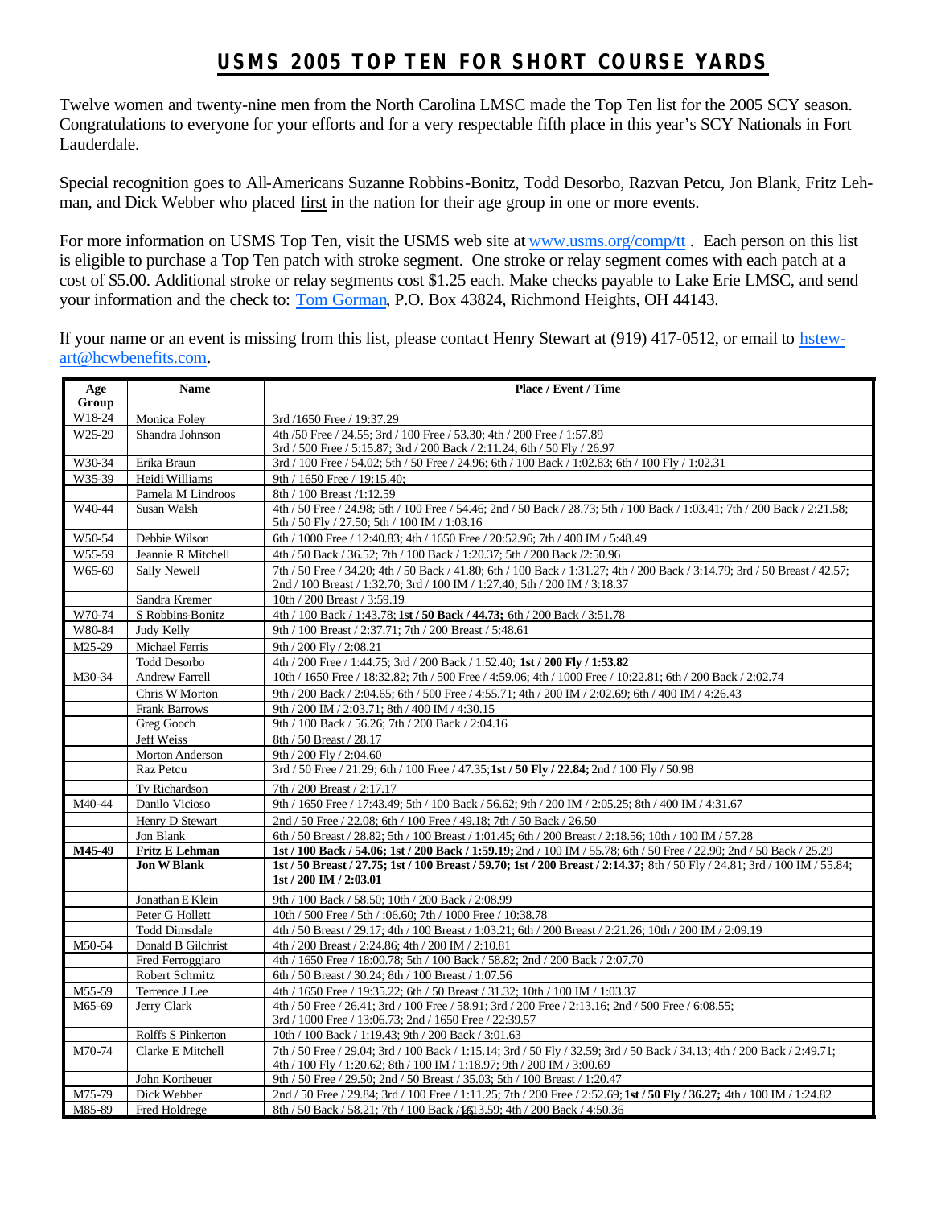# USMS 2005 TOP TEN FOR SHORT COURSE YARDS

Twelve women and twenty-nine men from the North Carolina LMSC made the Top Ten list for the 2005 SCY season. Congratulations to everyone for your efforts and for a very respectable fifth place in this year's SCY Nationals in Fort Lauderdale.

Special recognition goes to All-Americans Suzanne Robbins-Bonitz, Todd Desorbo, Razvan Petcu, Jon Blank, Fritz Lehman, and Dick Webber who placed first in the nation for their age group in one or more events.

For more information on USMS Top Ten, visit the USMS web site at www.usms.org/comp/tt . Each person on this list is eligible to purchase a Top Ten patch with stroke segment. One stroke or relay segment comes with each patch at a cost of $5.00. Additional stroke or relay segments cost $1.25 each. Make checks payable to Lake Erie LMSC, and send your information and the check to: Tom Gorman, P.O. Box 43824, Richmond Heights, OH 44143.

If your name or an event is missing from this list, please contact Henry Stewart at (919) 417-0512, or email to hstewart@hcwbenefits.com.

| Age Group | Name | Place / Event / Time |
|---|---|---|
| W18-24 | Monica Foley | 3rd /1650 Free / 19:37.29 |
| W25-29 | Shandra Johnson | 4th /50 Free / 24.55; 3rd / 100 Free / 53.30; 4th / 200 Free / 1:57.89<br>3rd / 500 Free / 5:15.87; 3rd / 200 Back / 2:11.24; 6th / 50 Fly / 26.97 |
| W30-34 | Erika Braun | 3rd / 100 Free / 54.02; 5th / 50 Free / 24.96; 6th / 100 Back / 1:02.83; 6th / 100 Fly / 1:02.31 |
| W35-39 | Heidi Williams | 9th / 1650 Free / 19:15.40; |
| | Pamela M Lindroos | 8th / 100 Breast /1:12.59 |
| W40-44 | Susan Walsh | 4th / 50 Free / 24.98; 5th / 100 Free / 54.46; 2nd / 50 Back / 28.73; 5th / 100 Back / 1:03.41; 7th / 200 Back / 2:21.58;<br>5th / 50 Fly / 27.50; 5th / 100 IM / 1:03.16 |
| W50-54 | Debbie Wilson | 6th / 1000 Free / 12:40.83; 4th / 1650 Free / 20:52.96; 7th / 400 IM / 5:48.49 |
| W55-59 | Jeannie R Mitchell | 4th / 50 Back / 36.52; 7th / 100 Back / 1:20.37; 5th / 200 Back /2:50.96 |
| W65-69 | Sally Newell | 7th / 50 Free / 34.20; 4th / 50 Back / 41.80; 6th / 100 Back / 1:31.27; 4th / 200 Back / 3:14.79; 3rd / 50 Breast / 42.57;<br>2nd / 100 Breast / 1:32.70; 3rd / 100 IM / 1:27.40; 5th / 200 IM / 3:18.37 |
| | Sandra Kremer | 10th / 200 Breast / 3:59.19 |
| W70-74 | S Robbins-Bonitz | 4th / 100 Back / 1:43.78; **1st / 50 Back / 44.73;** 6th / 200 Back / 3:51.78 |
| W80-84 | Judy Kelly | 9th / 100 Breast / 2:37.71; 7th / 200 Breast / 5:48.61 |
| M25-29 | Michael Ferris | 9th / 200 Fly / 2:08.21 |
| | Todd Desorbo | 4th / 200 Free / 1:44.75; 3rd / 200 Back / 1:52.40; **1st / 200 Fly / 1:53.82** |
| M30-34 | Andrew Farrell | 10th / 1650 Free / 18:32.82; 7th / 500 Free / 4:59.06; 4th / 1000 Free / 10:22.81; 6th / 200 Back / 2:02.74 |
| | Chris W Morton | 9th / 200 Back / 2:04.65; 6th / 500 Free / 4:55.71; 4th / 200 IM / 2:02.69; 6th / 400 IM / 4:26.43 |
| | Frank Barrows | 9th / 200 IM / 2:03.71; 8th / 400 IM / 4:30.15 |
| | Greg Gooch | 9th / 100 Back / 56.26; 7th / 200 Back / 2:04.16 |
| | Jeff Weiss | 8th / 50 Breast / 28.17 |
| | Morton Anderson | 9th / 200 Fly / 2:04.60 |
| | Raz Petcu | 3rd / 50 Free / 21.29; 6th / 100 Free / 47.35; **1st / 50 Fly / 22.84;** 2nd / 100 Fly / 50.98 |
| | Ty Richardson | 7th / 200 Breast / 2:17.17 |
| M40-44 | Danilo Vicioso | 9th / 1650 Free / 17:43.49; 5th / 100 Back / 56.62; 9th / 200 IM / 2:05.25; 8th / 400 IM / 4:31.67 |
| | Henry D Stewart | 2nd / 50 Free / 22.08; 6th / 100 Free / 49.18; 7th / 50 Back / 26.50 |
| | Jon Blank | 6th / 50 Breast / 28.82; 5th / 100 Breast / 1:01.45; 6th / 200 Breast / 2:18.56; 10th / 100 IM / 57.28 |
| **M45-49** | **Fritz E Lehman** | **1st / 100 Back / 54.06; 1st / 200 Back / 1:59.19;** 2nd / 100 IM / 55.78; 6th / 50 Free / 22.90; 2nd / 50 Back / 25.29 |
| | **Jon W Blank** | **1st / 50 Breast / 27.75; 1st / 100 Breast / 59.70; 1st / 200 Breast / 2:14.37;** 8th / 50 Fly / 24.81; 3rd / 100 IM / 55.84;<br>**1st / 200 IM / 2:03.01** |
| | Jonathan E Klein | 9th / 100 Back / 58.50; 10th / 200 Back / 2:08.99 |
| | Peter G Hollett | 10th / 500 Free / 5th / :06.60; 7th / 1000 Free / 10:38.78 |
| | Todd Dimsdale | 4th / 50 Breast / 29.17; 4th / 100 Breast / 1:03.21; 6th / 200 Breast / 2:21.26; 10th / 200 IM / 2:09.19 |
| M50-54 | Donald B Gilchrist | 4th / 200 Breast / 2:24.86; 4th / 200 IM / 2:10.81 |
| | Fred Ferroggiaro | 4th / 1650 Free / 18:00.78; 5th / 100 Back / 58.82; 2nd / 200 Back / 2:07.70 |
| | Robert Schmitz | 6th / 50 Breast / 30.24; 8th / 100 Breast / 1:07.56 |
| M55-59 | Terrence J Lee | 4th / 1650 Free / 19:35.22; 6th / 50 Breast / 31.32; 10th / 100 IM / 1:03.37 |
| M65-69 | Jerry Clark | 4th / 50 Free / 26.41; 3rd / 100 Free / 58.91; 3rd / 200 Free / 2:13.16; 2nd / 500 Free / 6:08.55;<br>3rd / 1000 Free / 13:06.73; 2nd / 1650 Free / 22:39.57 |
| | Rolffs S Pinkerton | 10th / 100 Back / 1:19.43; 9th / 200 Back / 3:01.63 |
| M70-74 | Clarke E Mitchell | 7th / 50 Free / 29.04; 3rd / 100 Back / 1:15.14; 3rd / 50 Fly / 32.59; 3rd / 50 Back / 34.13; 4th / 200 Back / 2:49.71;<br>4th / 100 Fly / 1:20.62; 8th / 100 IM / 1:18.97; 9th / 200 IM / 3:00.69 |
| | John Kortheuer | 9th / 50 Free / 29.50; 2nd / 50 Breast / 35.03; 5th / 100 Breast / 1:20.47 |
| M75-79 | Dick Webber | 2nd / 50 Free / 29.84; 3rd / 100 Free / 1:11.25; 7th / 200 Free / 2:52.69; **1st / 50 Fly / 36.27;** 4th / 100 IM / 1:24.82 |
| M85-89 | Fred Holdrege | 8th / 50 Back / 58.21; 7th / 100 Back / 2:13.59; 4th / 200 Back / 4:50.36 |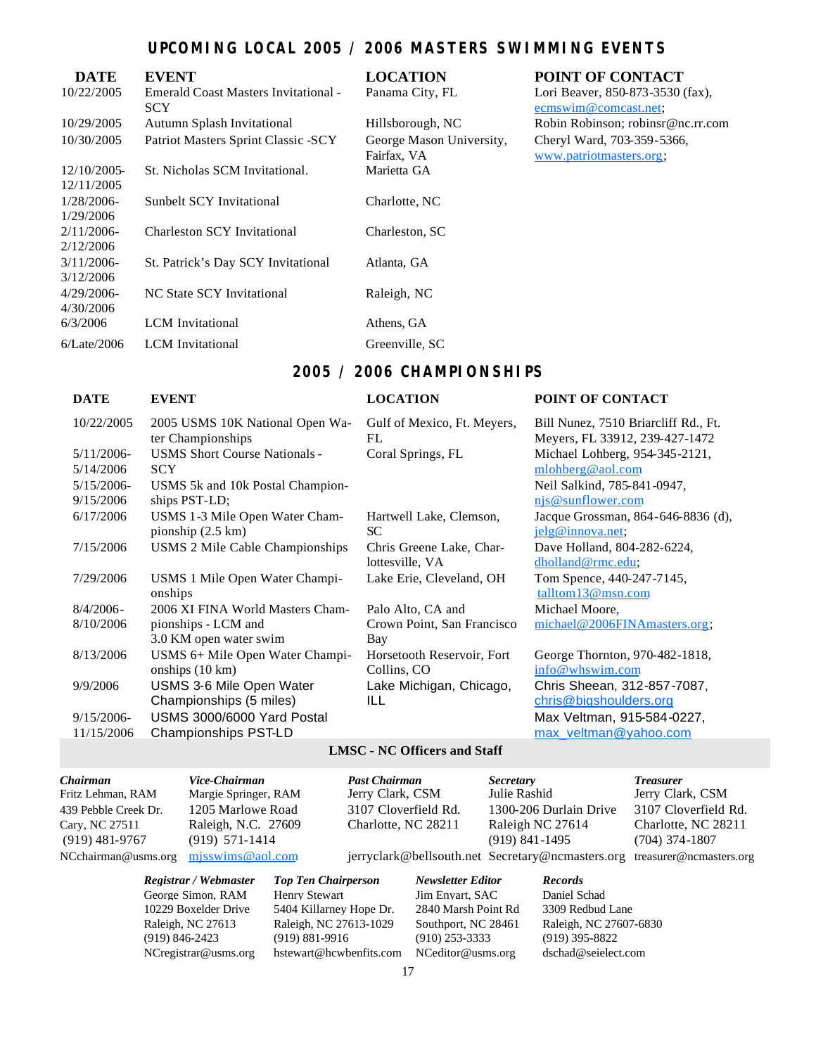## UPCOMING LOCAL 2005 / 2006 MASTERS SWIMMING EVENTS

| DATE | EVENT | LOCATION | POINT OF CONTACT |
|---|---|---|---|
| 10/22/2005 | Emerald Coast Masters Invitational - SCY | Panama City, FL | Lori Beaver, 850-873-3530 (fax), ecmswim@comcast.net; |
| 10/29/2005 | Autumn Splash Invitational | Hillsborough, NC | Robin Robinson; robinsr@nc.rr.com |
| 10/30/2005 | Patriot Masters Sprint Classic -SCY | George Mason University, Fairfax, VA | Cheryl Ward, 703-359-5366, www.patriotmasters.org; |
| 12/10/2005-12/11/2005 | St. Nicholas SCM Invitational. | Marietta GA | |
| 1/28/2006-1/29/2006 | Sunbelt SCY Invitational | Charlotte, NC | |
| 2/11/2006-2/12/2006 | Charleston SCY Invitational | Charleston, SC | |
| 3/11/2006-3/12/2006 | St. Patrick's Day SCY Invitational | Atlanta, GA | |
| 4/29/2006-4/30/2006 | NC State SCY Invitational | Raleigh, NC | |
| 6/3/2006 | LCM Invitational | Athens, GA | |
| 6/Late/2006 | LCM Invitational | Greenville, SC | |

## 2005 / 2006 CHAMPIONSHIPS

| DATE | EVENT | LOCATION | POINT OF CONTACT |
|---|---|---|---|
| 10/22/2005 | 2005 USMS 10K National Open Water Championships | Gulf of Mexico, Ft. Meyers, FL | Bill Nunez, 7510 Briarcliff Rd., Ft. Meyers, FL 33912, 239-427-1472 |
| 5/11/2006-5/14/2006 | USMS Short Course Nationals - SCY | Coral Springs, FL | Michael Lohberg, 954-345-2121, mlohberg@aol.com |
| 5/15/2006-9/15/2006 | USMS 5k and 10k Postal Championships PST-LD; | | Neil Salkind, 785-841-0947, njs@sunflower.com |
| 6/17/2006 | USMS 1-3 Mile Open Water Championship (2.5 km) | Hartwell Lake, Clemson, SC | Jacque Grossman, 864-646-8836 (d), jelg@innova.net; |
| 7/15/2006 | USMS 2 Mile Cable Championships | Chris Greene Lake, Charlottesville, VA | Dave Holland, 804-282-6224, dholland@rmc.edu; |
| 7/29/2006 | USMS 1 Mile Open Water Championships | Lake Erie, Cleveland, OH | Tom Spence, 440-247-7145, talltom13@msn.com |
| 8/4/2006-8/10/2006 | 2006 XI FINA World Masters Championships - LCM and 3.0 KM open water swim | Palo Alto, CA and Crown Point, San Francisco Bay | Michael Moore, michael@2006FINAmasters.org; |
| 8/13/2006 | USMS 6+ Mile Open Water Championships (10 km) | Horsetooth Reservoir, Fort Collins, CO | George Thornton, 970-482-1818, info@whswim.com |
| 9/9/2006 | USMS 3-6 Mile Open Water Championships (5 miles) | Lake Michigan, Chicago, ILL | Chris Sheean, 312-857-7087, chris@bigshoulders.org |
| 9/15/2006-11/15/2006 | USMS 3000/6000 Yard Postal Championships PST-LD | | Max Veltman, 915-584-0227, max_veltman@yahoo.com |

### LMSC - NC Officers and Staff

***Chairman***
Fritz Lehman, RAM
439 Pebble Creek Dr.
Cary, NC 27511
(919) 481-9767
NCchairman@usms.org

***Vice-Chairman***
Margie Springer, RAM
1205 Marlowe Road
Raleigh, N.C. 27609
(919) 571-1414
mjsswims@aol.com

***Past Chairman***
Jerry Clark, CSM
3107 Cloverfield Rd.
Charlotte, NC 28211
jerryclark@bellsouth.net

***Secretary***
Julie Rashid
1300-206 Durlain Drive
Raleigh NC 27614
(919) 841-1495
Secretary@ncmasters.org

***Treasurer***
Jerry Clark, CSM
3107 Cloverfield Rd.
Charlotte, NC 28211
(704) 374-1807
treasurer@ncmasters.org

***Registrar / Webmaster***
George Simon, RAM
10229 Boxelder Drive
Raleigh, NC 27613
(919) 846-2423
NCregistrar@usms.org

***Top Ten Chairperson***
Henry Stewart
5404 Killarney Hope Dr.
Raleigh, NC 27613-1029
(919) 881-9916
hstewart@hcwbenfits.com

***Newsletter Editor***
Jim Enyart, SAC
2840 Marsh Point Rd
Southport, NC 28461
(910) 253-3333
NCeditor@usms.org

***Records***
Daniel Schad
3309 Redbud Lane
Raleigh, NC 27607-6830
(919) 395-8822
dschad@seielect.com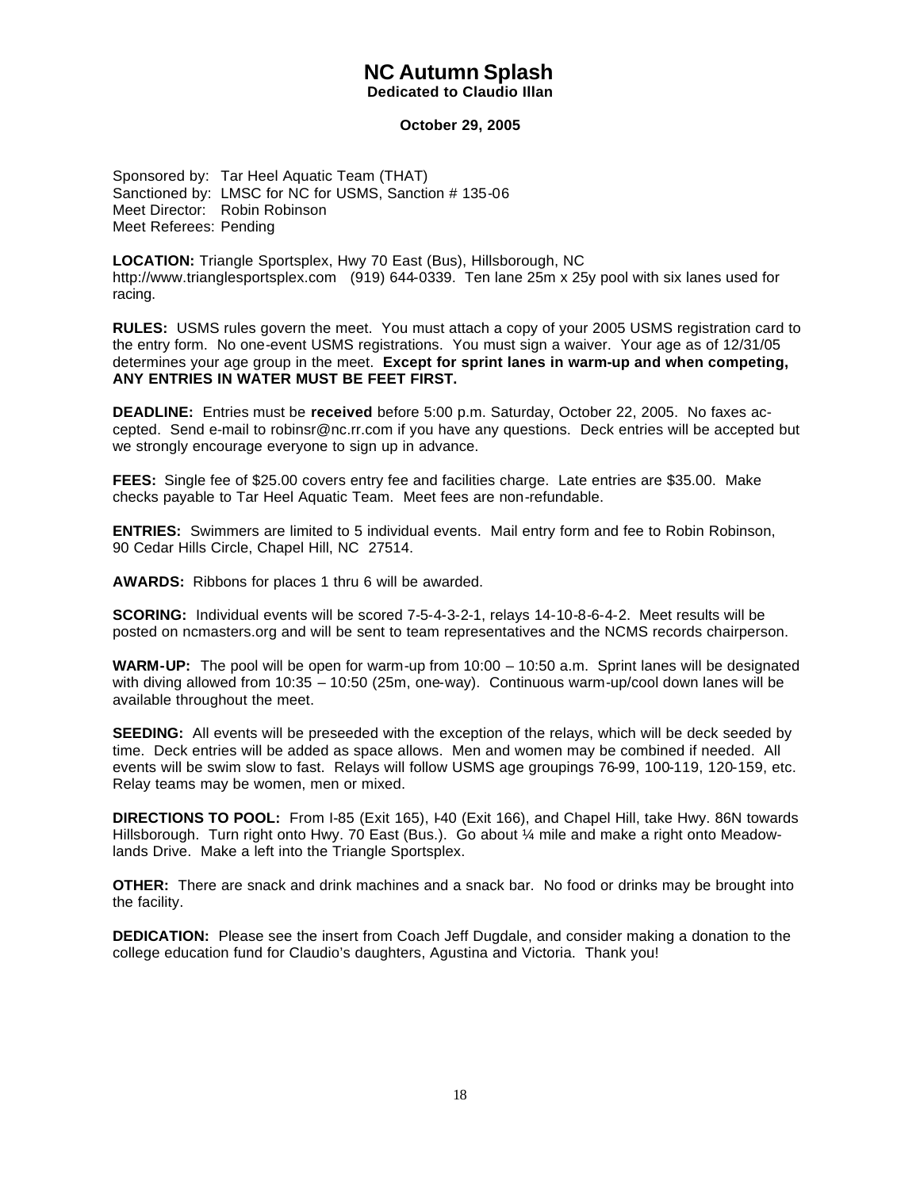# NC Autumn Splash

**Dedicated to Claudio Illan**

**October 29, 2005**

Sponsored by: Tar Heel Aquatic Team (THAT)
Sanctioned by: LMSC for NC for USMS, Sanction # 135-06
Meet Director: Robin Robinson
Meet Referees: Pending

**LOCATION:** Triangle Sportsplex, Hwy 70 East (Bus), Hillsborough, NC http://www.trianglesportsplex.com (919) 644-0339. Ten lane 25m x 25y pool with six lanes used for racing.

**RULES:** USMS rules govern the meet. You must attach a copy of your 2005 USMS registration card to the entry form. No one-event USMS registrations. You must sign a waiver. Your age as of 12/31/05 determines your age group in the meet. **Except for sprint lanes in warm-up and when competing, ANY ENTRIES IN WATER MUST BE FEET FIRST.**

**DEADLINE:** Entries must be **received** before 5:00 p.m. Saturday, October 22, 2005. No faxes accepted. Send e-mail to robinsr@nc.rr.com if you have any questions. Deck entries will be accepted but we strongly encourage everyone to sign up in advance.

**FEES:** Single fee of $25.00 covers entry fee and facilities charge. Late entries are $35.00. Make checks payable to Tar Heel Aquatic Team. Meet fees are non-refundable.

**ENTRIES:** Swimmers are limited to 5 individual events. Mail entry form and fee to Robin Robinson, 90 Cedar Hills Circle, Chapel Hill, NC 27514.

**AWARDS:** Ribbons for places 1 thru 6 will be awarded.

**SCORING:** Individual events will be scored 7-5-4-3-2-1, relays 14-10-8-6-4-2. Meet results will be posted on ncmasters.org and will be sent to team representatives and the NCMS records chairperson.

**WARM-UP:** The pool will be open for warm-up from 10:00 – 10:50 a.m. Sprint lanes will be designated with diving allowed from 10:35 – 10:50 (25m, one-way). Continuous warm-up/cool down lanes will be available throughout the meet.

**SEEDING:** All events will be preseeded with the exception of the relays, which will be deck seeded by time. Deck entries will be added as space allows. Men and women may be combined if needed. All events will be swim slow to fast. Relays will follow USMS age groupings 76-99, 100-119, 120-159, etc. Relay teams may be women, men or mixed.

**DIRECTIONS TO POOL:** From I-85 (Exit 165), I-40 (Exit 166), and Chapel Hill, take Hwy. 86N towards Hillsborough. Turn right onto Hwy. 70 East (Bus.). Go about ¼ mile and make a right onto Meadowlands Drive. Make a left into the Triangle Sportsplex.

**OTHER:** There are snack and drink machines and a snack bar. No food or drinks may be brought into the facility.

**DEDICATION:** Please see the insert from Coach Jeff Dugdale, and consider making a donation to the college education fund for Claudio's daughters, Agustina and Victoria. Thank you!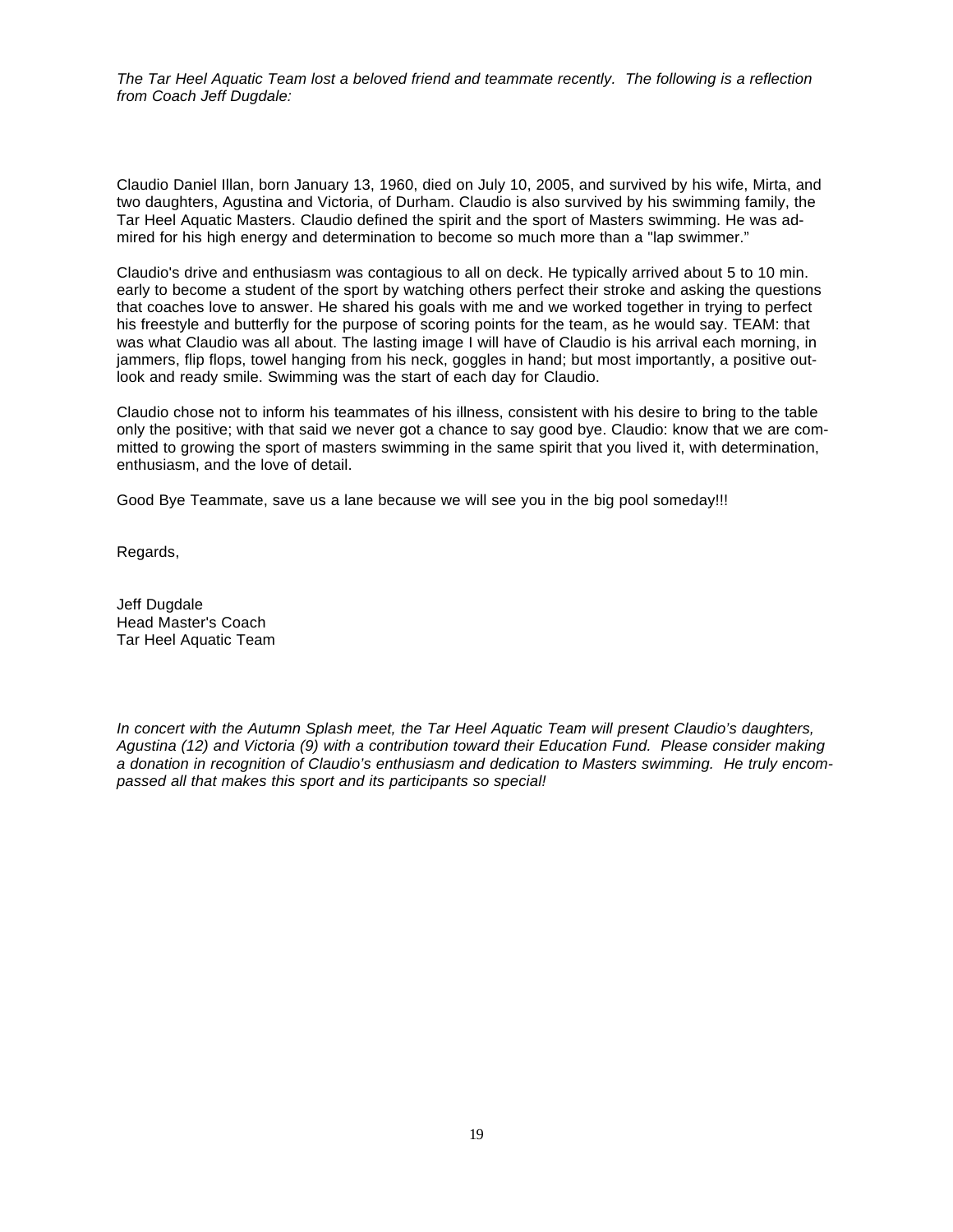*The Tar Heel Aquatic Team lost a beloved friend and teammate recently. The following is a reflection from Coach Jeff Dugdale:*

Claudio Daniel Illan, born January 13, 1960, died on July 10, 2005, and survived by his wife, Mirta, and two daughters, Agustina and Victoria, of Durham. Claudio is also survived by his swimming family, the Tar Heel Aquatic Masters. Claudio defined the spirit and the sport of Masters swimming. He was admired for his high energy and determination to become so much more than a "lap swimmer."

Claudio's drive and enthusiasm was contagious to all on deck. He typically arrived about 5 to 10 min. early to become a student of the sport by watching others perfect their stroke and asking the questions that coaches love to answer. He shared his goals with me and we worked together in trying to perfect his freestyle and butterfly for the purpose of scoring points for the team, as he would say. TEAM: that was what Claudio was all about. The lasting image I will have of Claudio is his arrival each morning, in jammers, flip flops, towel hanging from his neck, goggles in hand; but most importantly, a positive outlook and ready smile. Swimming was the start of each day for Claudio.

Claudio chose not to inform his teammates of his illness, consistent with his desire to bring to the table only the positive; with that said we never got a chance to say good bye. Claudio: know that we are committed to growing the sport of masters swimming in the same spirit that you lived it, with determination, enthusiasm, and the love of detail.

Good Bye Teammate, save us a lane because we will see you in the big pool someday!!!

Regards,

Jeff Dugdale
Head Master's Coach
Tar Heel Aquatic Team

*In concert with the Autumn Splash meet, the Tar Heel Aquatic Team will present Claudio's daughters, Agustina (12) and Victoria (9) with a contribution toward their Education Fund. Please consider making a donation in recognition of Claudio's enthusiasm and dedication to Masters swimming. He truly encompassed all that makes this sport and its participants so special!*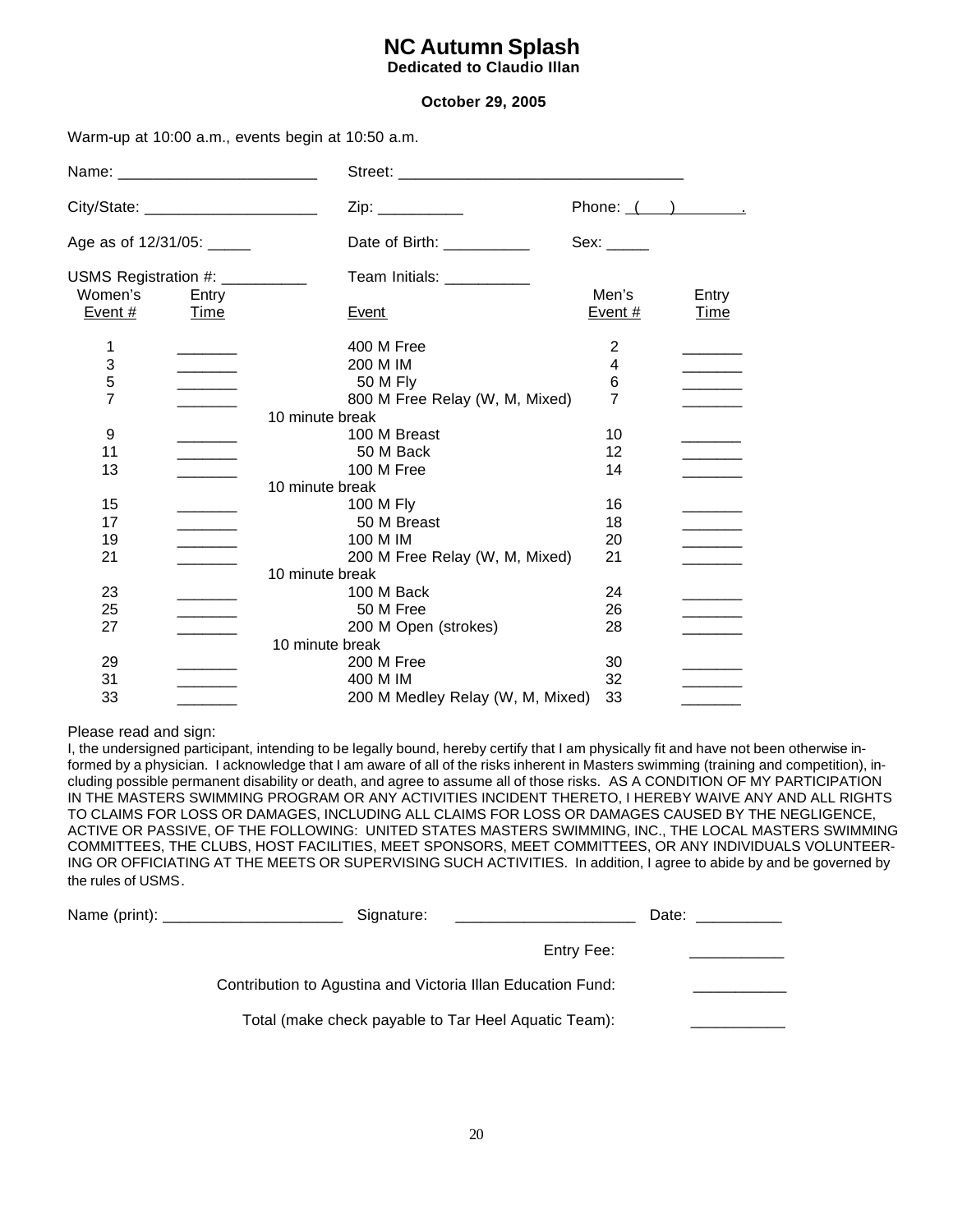# NC Autumn Splash

**Dedicated to Claudio Illan**

**October 29, 2005**

Warm-up at 10:00 a.m., events begin at 10:50 a.m.

Name: _______________________ Street: _________________________________

City/State: ____________________ Zip: __________ Phone: ( ) .

Age as of 12/31/05: _____ Date of Birth: __________ Sex: _____

USMS Registration #: __________ Team Initials: __________

| Women's Event # | Entry Time | Event | Men's Event # | Entry Time |
|---|---|---|---|---|
| 1 | _______ | 400 M Free | 2 | _______ |
| 3 | _______ | 200 M IM | 4 | _______ |
| 5 | _______ | 50 M Fly | 6 | _______ |
| 7 | _______ | 800 M Free Relay (W, M, Mixed) | 7 | _______ |
| | | 10 minute break | | |
| 9 | _______ | 100 M Breast | 10 | _______ |
| 11 | _______ | 50 M Back | 12 | _______ |
| 13 | _______ | 100 M Free | 14 | _______ |
| | | 10 minute break | | |
| 15 | _______ | 100 M Fly | 16 | _______ |
| 17 | _______ | 50 M Breast | 18 | _______ |
| 19 | _______ | 100 M IM | 20 | _______ |
| 21 | _______ | 200 M Free Relay (W, M, Mixed) | 21 | _______ |
| | | 10 minute break | | |
| 23 | _______ | 100 M Back | 24 | _______ |
| 25 | _______ | 50 M Free | 26 | _______ |
| 27 | _______ | 200 M Open (strokes) | 28 | _______ |
| | | 10 minute break | | |
| 29 | _______ | 200 M Free | 30 | _______ |
| 31 | _______ | 400 M IM | 32 | _______ |
| 33 | _______ | 200 M Medley Relay (W, M, Mixed) | 33 | _______ |

Please read and sign:

I, the undersigned participant, intending to be legally bound, hereby certify that I am physically fit and have not been otherwise informed by a physician. I acknowledge that I am aware of all of the risks inherent in Masters swimming (training and competition), including possible permanent disability or death, and agree to assume all of those risks. AS A CONDITION OF MY PARTICIPATION IN THE MASTERS SWIMMING PROGRAM OR ANY ACTIVITIES INCIDENT THERETO, I HEREBY WAIVE ANY AND ALL RIGHTS TO CLAIMS FOR LOSS OR DAMAGES, INCLUDING ALL CLAIMS FOR LOSS OR DAMAGES CAUSED BY THE NEGLIGENCE, ACTIVE OR PASSIVE, OF THE FOLLOWING: UNITED STATES MASTERS SWIMMING, INC., THE LOCAL MASTERS SWIMMING COMMITTEES, THE CLUBS, HOST FACILITIES, MEET SPONSORS, MEET COMMITTEES, OR ANY INDIVIDUALS VOLUNTEERING OR OFFICIATING AT THE MEETS OR SUPERVISING SUCH ACTIVITIES. In addition, I agree to abide by and be governed by the rules of USMS.

Name (print): _____________________ Signature: _____________________ Date: __________

Entry Fee: ___________

Contribution to Agustina and Victoria Illan Education Fund: ___________

Total (make check payable to Tar Heel Aquatic Team): ___________